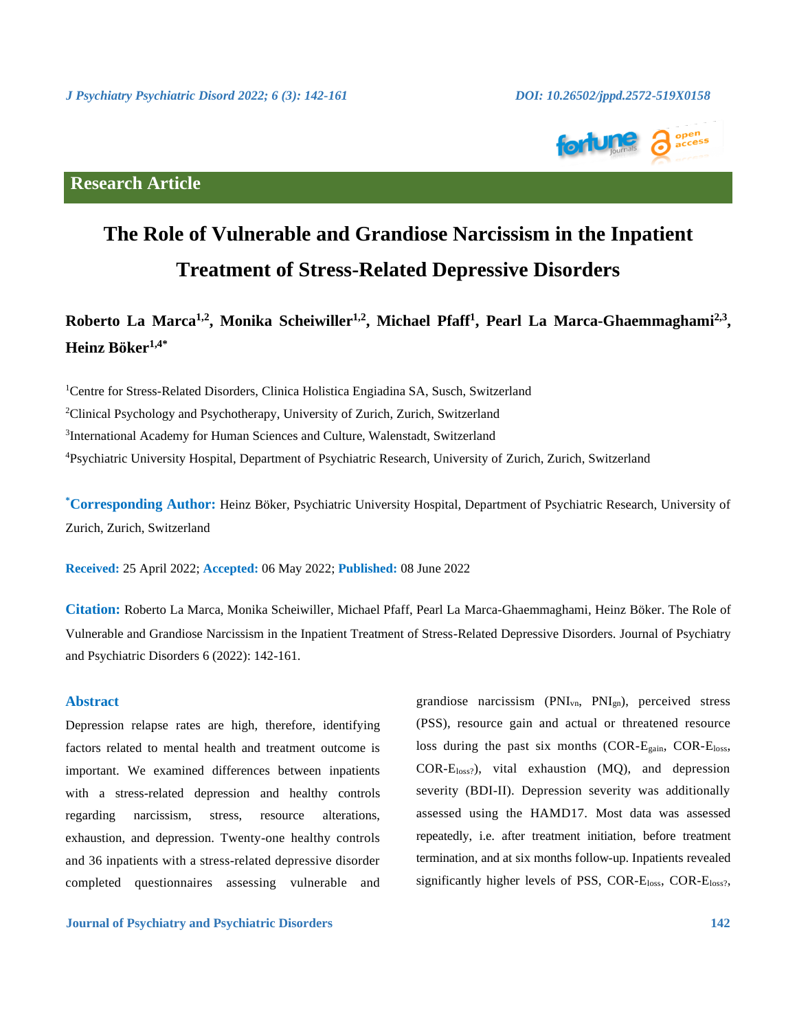Research Article

# The Role of Vulnerable and Grandiose Narcissism in the Inpatient Treatment of Stress-Related Depressive Disorders

**Roberto La Marca[1,2], Monika Scheiwiller[1,2], Michael Pfaff[1], Pearl La Marca-Ghaemmaghami[2,3], Heinz Böker[1,4*]**

[1]Centre for Stress-Related Disorders, Clinica Holistica Engiadina SA, Susch, Switzerland

[2]Clinical Psychology and Psychotherapy, University of Zurich, Zurich, Switzerland

[3]International Academy for Human Sciences and Culture, Walenstadt, Switzerland

[4]Psychiatric University Hospital, Department of Psychiatric Research, University of Zurich, Zurich, Switzerland

**[*]Corresponding Author:** Heinz Böker, Psychiatric University Hospital, Department of Psychiatric Research, University of Zurich, Zurich, Switzerland

**Received:** 25 April 2022; **Accepted:** 06 May 2022; **Published:** 08 June 2022

**Citation:** Roberto La Marca, Monika Scheiwiller, Michael Pfaff, Pearl La Marca-Ghaemmaghami, Heinz Böker. The Role of Vulnerable and Grandiose Narcissism in the Inpatient Treatment of Stress-Related Depressive Disorders. Journal of Psychiatry and Psychiatric Disorders 6 (2022): 142-161.

## Abstract

Depression relapse rates are high, therefore, identifying factors related to mental health and treatment outcome is important. We examined differences between inpatients with a stress-related depression and healthy controls regarding narcissism, stress, resource alterations, exhaustion, and depression. Twenty-one healthy controls and 36 inpatients with a stress-related depressive disorder completed questionnaires assessing vulnerable and grandiose narcissism ($PNI_{vn}$, $PNI_{gn}$), perceived stress (PSS), resource gain and actual or threatened resource loss during the past six months ($COR\text{-}E_{gain}$, $COR\text{-}E_{loss}$, $COR\text{-}E_{loss?}$), vital exhaustion (MQ), and depression severity (BDI-II). Depression severity was additionally assessed using the HAMD17. Most data was assessed repeatedly, i.e. after treatment initiation, before treatment termination, and at six months follow-up. Inpatients revealed significantly higher levels of PSS, $COR\text{-}E_{loss}$, $COR\text{-}E_{loss?}$,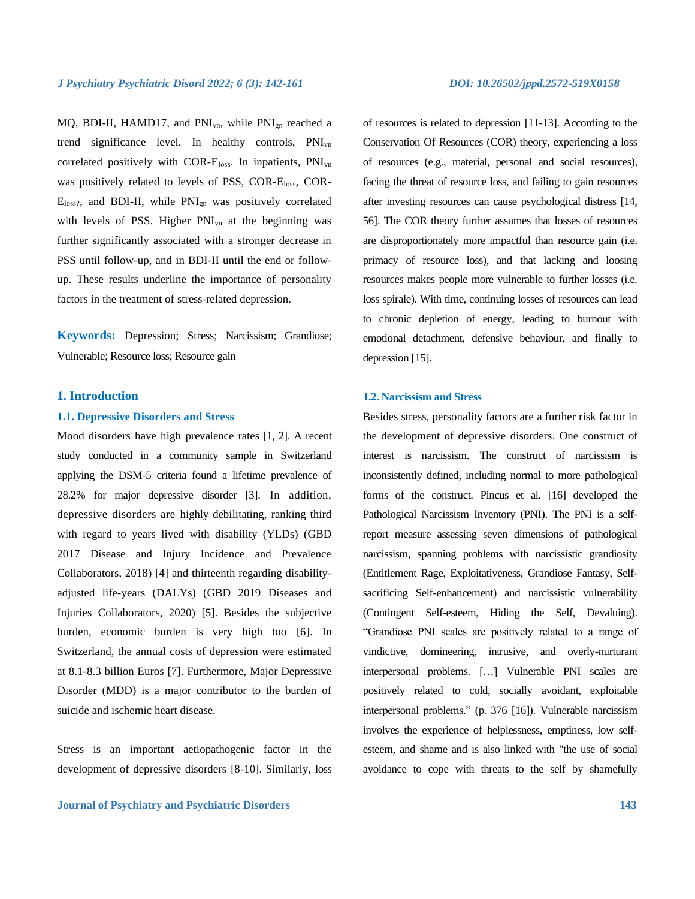MQ, BDI-II, HAMD17, and $PNI_{vn}$, while $PNI_{gn}$ reached a trend significance level. In healthy controls, $PNI_{vn}$ correlated positively with $COR\text{-}E_{loss}$. In inpatients, $PNI_{vn}$ was positively related to levels of PSS, $COR\text{-}E_{loss}$, $COR\text{-}E_{loss?}$, and BDI-II, while $PNI_{gn}$ was positively correlated with levels of PSS. Higher $PNI_{vn}$ at the beginning was further significantly associated with a stronger decrease in PSS until follow-up, and in BDI-II until the end or follow-up. These results underline the importance of personality factors in the treatment of stress-related depression.

**Keywords:** Depression; Stress; Narcissism; Grandiose; Vulnerable; Resource loss; Resource gain

## 1. Introduction

### 1.1. Depressive Disorders and Stress

Mood disorders have high prevalence rates [1, 2]. A recent study conducted in a community sample in Switzerland applying the DSM-5 criteria found a lifetime prevalence of 28.2% for major depressive disorder [3]. In addition, depressive disorders are highly debilitating, ranking third with regard to years lived with disability (YLDs) (GBD 2017 Disease and Injury Incidence and Prevalence Collaborators, 2018) [4] and thirteenth regarding disability-adjusted life-years (DALYs) (GBD 2019 Diseases and Injuries Collaborators, 2020) [5]. Besides the subjective burden, economic burden is very high too [6]. In Switzerland, the annual costs of depression were estimated at 8.1-8.3 billion Euros [7]. Furthermore, Major Depressive Disorder (MDD) is a major contributor to the burden of suicide and ischemic heart disease.

Stress is an important aetiopathogenic factor in the development of depressive disorders [8-10]. Similarly, loss of resources is related to depression [11-13]. According to the Conservation Of Resources (COR) theory, experiencing a loss of resources (e.g., material, personal and social resources), facing the threat of resource loss, and failing to gain resources after investing resources can cause psychological distress [14, 56]. The COR theory further assumes that losses of resources are disproportionately more impactful than resource gain (i.e. primacy of resource loss), and that lacking and loosing resources makes people more vulnerable to further losses (i.e. loss spiral). With time, continuing losses of resources can lead to chronic depletion of energy, leading to burnout with emotional detachment, defensive behaviour, and finally to depression [15].

### 1.2. Narcissism and Stress

Besides stress, personality factors are a further risk factor in the development of depressive disorders. One construct of interest is narcissism. The construct of narcissism is inconsistently defined, including normal to more pathological forms of the construct. Pincus et al. [16] developed the Pathological Narcissism Inventory (PNI). The PNI is a self-report measure assessing seven dimensions of pathological narcissism, spanning problems with narcissistic grandiosity (Entitlement Rage, Exploitativeness, Grandiose Fantasy, Self-sacrificing Self-enhancement) and narcissistic vulnerability (Contingent Self-esteem, Hiding the Self, Devaluing). "Grandiose PNI scales are positively related to a range of vindictive, domineering, intrusive, and overly-nurturant interpersonal problems. […] Vulnerable PNI scales are positively related to cold, socially avoidant, exploitable interpersonal problems." (p. 376 [16]). Vulnerable narcissism involves the experience of helplessness, emptiness, low self-esteem, and shame and is also linked with "the use of social avoidance to cope with threats to the self by shamefully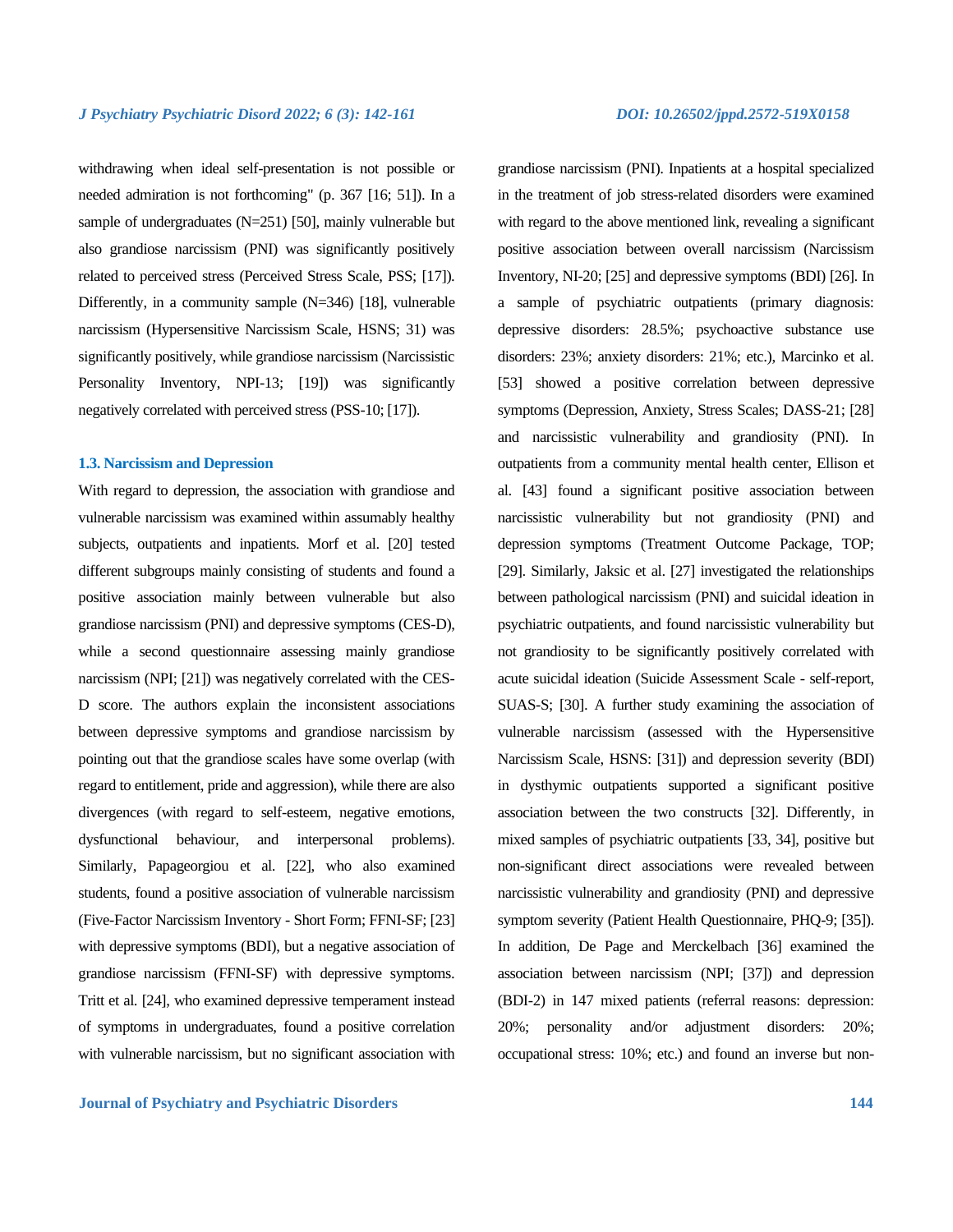withdrawing when ideal self-presentation is not possible or needed admiration is not forthcoming" (p. 367 [16; 51]). In a sample of undergraduates (N=251) [50], mainly vulnerable but also grandiose narcissism (PNI) was significantly positively related to perceived stress (Perceived Stress Scale, PSS; [17]). Differently, in a community sample (N=346) [18], vulnerable narcissism (Hypersensitive Narcissism Scale, HSNS; 31) was significantly positively, while grandiose narcissism (Narcissistic Personality Inventory, NPI-13; [19]) was significantly negatively correlated with perceived stress (PSS-10; [17]).

### 1.3. Narcissism and Depression

With regard to depression, the association with grandiose and vulnerable narcissism was examined within assumably healthy subjects, outpatients and inpatients. Morf et al. [20] tested different subgroups mainly consisting of students and found a positive association mainly between vulnerable but also grandiose narcissism (PNI) and depressive symptoms (CES-D), while a second questionnaire assessing mainly grandiose narcissism (NPI; [21]) was negatively correlated with the CES-D score. The authors explain the inconsistent associations between depressive symptoms and grandiose narcissism by pointing out that the grandiose scales have some overlap (with regard to entitlement, pride and aggression), while there are also divergences (with regard to self-esteem, negative emotions, dysfunctional behaviour, and interpersonal problems). Similarly, Papageorgiou et al. [22], who also examined students, found a positive association of vulnerable narcissism (Five-Factor Narcissism Inventory - Short Form; FFNI-SF; [23] with depressive symptoms (BDI), but a negative association of grandiose narcissism (FFNI-SF) with depressive symptoms. Tritt et al. [24], who examined depressive temperament instead of symptoms in undergraduates, found a positive correlation with vulnerable narcissism, but no significant association with grandiose narcissism (PNI). Inpatients at a hospital specialized in the treatment of job stress-related disorders were examined with regard to the above mentioned link, revealing a significant positive association between overall narcissism (Narcissism Inventory, NI-20; [25] and depressive symptoms (BDI) [26]. In a sample of psychiatric outpatients (primary diagnosis: depressive disorders: 28.5%; psychoactive substance use disorders: 23%; anxiety disorders: 21%; etc.), Marcinko et al. [53] showed a positive correlation between depressive symptoms (Depression, Anxiety, Stress Scales; DASS-21; [28] and narcissistic vulnerability and grandiosity (PNI). In outpatients from a community mental health center, Ellison et al. [43] found a significant positive association between narcissistic vulnerability but not grandiosity (PNI) and depression symptoms (Treatment Outcome Package, TOP; [29]. Similarly, Jaksic et al. [27] investigated the relationships between pathological narcissism (PNI) and suicidal ideation in psychiatric outpatients, and found narcissistic vulnerability but not grandiosity to be significantly positively correlated with acute suicidal ideation (Suicide Assessment Scale - self-report, SUAS-S; [30]. A further study examining the association of vulnerable narcissism (assessed with the Hypersensitive Narcissism Scale, HSNS: [31]) and depression severity (BDI) in dysthymic outpatients supported a significant positive association between the two constructs [32]. Differently, in mixed samples of psychiatric outpatients [33, 34], positive but non-significant direct associations were revealed between narcissistic vulnerability and grandiosity (PNI) and depressive symptom severity (Patient Health Questionnaire, PHQ-9; [35]). In addition, De Page and Merckelbach [36] examined the association between narcissism (NPI; [37]) and depression (BDI-2) in 147 mixed patients (referral reasons: depression: 20%; personality and/or adjustment disorders: 20%; occupational stress: 10%; etc.) and found an inverse but non-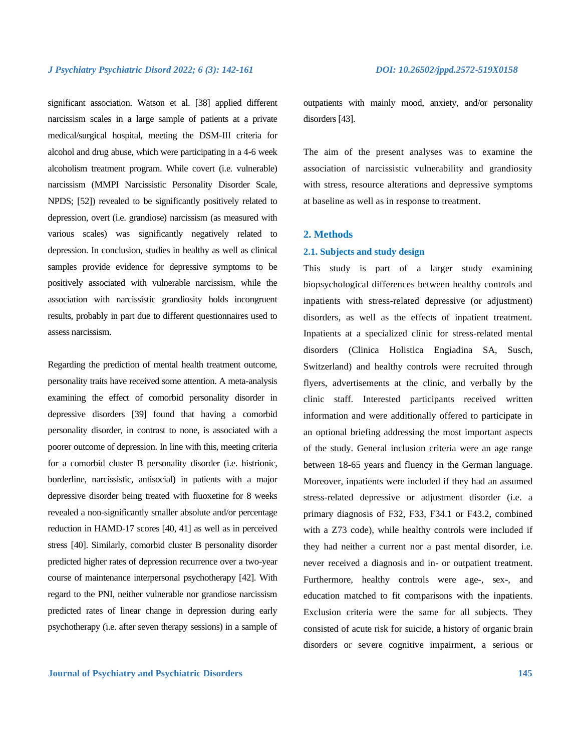significant association. Watson et al. [38] applied different narcissism scales in a large sample of patients at a private medical/surgical hospital, meeting the DSM-III criteria for alcohol and drug abuse, which were participating in a 4-6 week alcoholism treatment program. While covert (i.e. vulnerable) narcissism (MMPI Narcissistic Personality Disorder Scale, NPDS; [52]) revealed to be significantly positively related to depression, overt (i.e. grandiose) narcissism (as measured with various scales) was significantly negatively related to depression. In conclusion, studies in healthy as well as clinical samples provide evidence for depressive symptoms to be positively associated with vulnerable narcissism, while the association with narcissistic grandiosity holds incongruent results, probably in part due to different questionnaires used to assess narcissism.

Regarding the prediction of mental health treatment outcome, personality traits have received some attention. A meta-analysis examining the effect of comorbid personality disorder in depressive disorders [39] found that having a comorbid personality disorder, in contrast to none, is associated with a poorer outcome of depression. In line with this, meeting criteria for a comorbid cluster B personality disorder (i.e. histrionic, borderline, narcissistic, antisocial) in patients with a major depressive disorder being treated with fluoxetine for 8 weeks revealed a non-significantly smaller absolute and/or percentage reduction in HAMD-17 scores [40, 41] as well as in perceived stress [40]. Similarly, comorbid cluster B personality disorder predicted higher rates of depression recurrence over a two-year course of maintenance interpersonal psychotherapy [42]. With regard to the PNI, neither vulnerable nor grandiose narcissism predicted rates of linear change in depression during early psychotherapy (i.e. after seven therapy sessions) in a sample of outpatients with mainly mood, anxiety, and/or personality disorders [43].

The aim of the present analyses was to examine the association of narcissistic vulnerability and grandiosity with stress, resource alterations and depressive symptoms at baseline as well as in response to treatment.

## 2. Methods

### 2.1. Subjects and study design

This study is part of a larger study examining biopsychological differences between healthy controls and inpatients with stress-related depressive (or adjustment) disorders, as well as the effects of inpatient treatment. Inpatients at a specialized clinic for stress-related mental disorders (Clinica Holistica Engiadina SA, Susch, Switzerland) and healthy controls were recruited through flyers, advertisements at the clinic, and verbally by the clinic staff. Interested participants received written information and were additionally offered to participate in an optional briefing addressing the most important aspects of the study. General inclusion criteria were an age range between 18-65 years and fluency in the German language. Moreover, inpatients were included if they had an assumed stress-related depressive or adjustment disorder (i.e. a primary diagnosis of F32, F33, F34.1 or F43.2, combined with a Z73 code), while healthy controls were included if they had neither a current nor a past mental disorder, i.e. never received a diagnosis and in- or outpatient treatment. Furthermore, healthy controls were age-, sex-, and education matched to fit comparisons with the inpatients. Exclusion criteria were the same for all subjects. They consisted of acute risk for suicide, a history of organic brain disorders or severe cognitive impairment, a serious or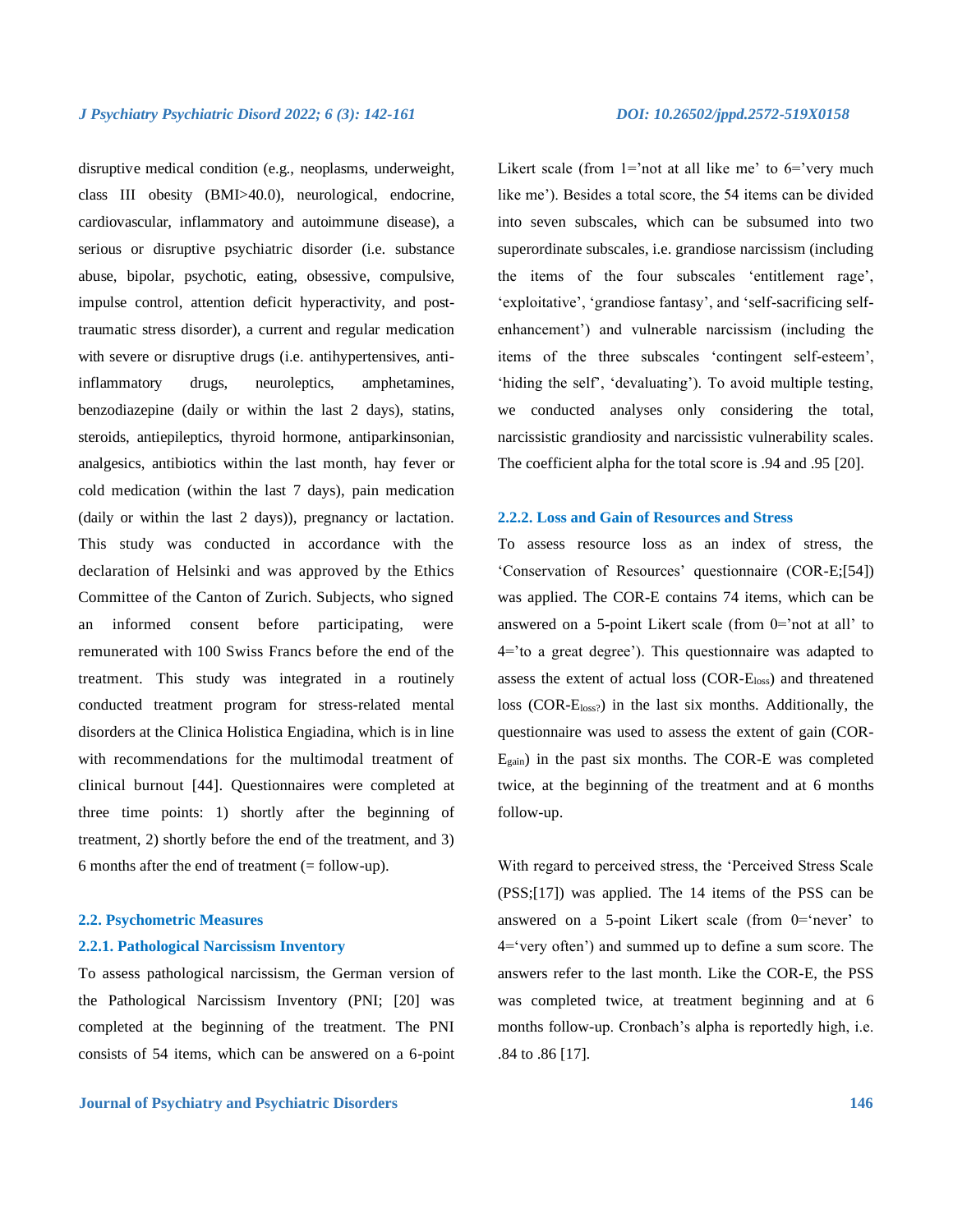disruptive medical condition (e.g., neoplasms, underweight, class III obesity (BMI>40.0), neurological, endocrine, cardiovascular, inflammatory and autoimmune disease), a serious or disruptive psychiatric disorder (i.e. substance abuse, bipolar, psychotic, eating, obsessive, compulsive, impulse control, attention deficit hyperactivity, and post-traumatic stress disorder), a current and regular medication with severe or disruptive drugs (i.e. antihypertensives, anti-inflammatory drugs, neuroleptics, amphetamines, benzodiazepine (daily or within the last 2 days), statins, steroids, antiepileptics, thyroid hormone, antiparkinsonian, analgesics, antibiotics within the last month, hay fever or cold medication (within the last 7 days), pain medication (daily or within the last 2 days)), pregnancy or lactation. This study was conducted in accordance with the declaration of Helsinki and was approved by the Ethics Committee of the Canton of Zurich. Subjects, who signed an informed consent before participating, were remunerated with 100 Swiss Francs before the end of the treatment. This study was integrated in a routinely conducted treatment program for stress-related mental disorders at the Clinica Holistica Engiadina, which is in line with recommendations for the multimodal treatment of clinical burnout [44]. Questionnaires were completed at three time points: 1) shortly after the beginning of treatment, 2) shortly before the end of the treatment, and 3) 6 months after the end of treatment (= follow-up).

## 2.2. Psychometric Measures

### 2.2.1. Pathological Narcissism Inventory

To assess pathological narcissism, the German version of the Pathological Narcissism Inventory (PNI; [20] was completed at the beginning of the treatment. The PNI consists of 54 items, which can be answered on a 6-point Likert scale (from 1='not at all like me' to 6='very much like me'). Besides a total score, the 54 items can be divided into seven subscales, which can be subsumed into two superordinate subscales, i.e. grandiose narcissism (including the items of the four subscales 'entitlement rage', 'exploitative', 'grandiose fantasy', and 'self-sacrificing self-enhancement') and vulnerable narcissism (including the items of the three subscales 'contingent self-esteem', 'hiding the self', 'devaluating'). To avoid multiple testing, we conducted analyses only considering the total, narcissistic grandiosity and narcissistic vulnerability scales. The coefficient alpha for the total score is .94 and .95 [20].

### 2.2.2. Loss and Gain of Resources and Stress

To assess resource loss as an index of stress, the 'Conservation of Resources' questionnaire (COR-E;[54]) was applied. The COR-E contains 74 items, which can be answered on a 5-point Likert scale (from 0='not at all' to 4='to a great degree'). This questionnaire was adapted to assess the extent of actual loss ($\text{COR-E}_{loss}$) and threatened loss ($\text{COR-E}_{loss?}$) in the last six months. Additionally, the questionnaire was used to assess the extent of gain ($\text{COR-E}_{gain}$) in the past six months. The COR-E was completed twice, at the beginning of the treatment and at 6 months follow-up.

With regard to perceived stress, the 'Perceived Stress Scale (PSS;[17]) was applied. The 14 items of the PSS can be answered on a 5-point Likert scale (from 0='never' to 4='very often') and summed up to define a sum score. The answers refer to the last month. Like the COR-E, the PSS was completed twice, at treatment beginning and at 6 months follow-up. Cronbach's alpha is reportedly high, i.e. .84 to .86 [17].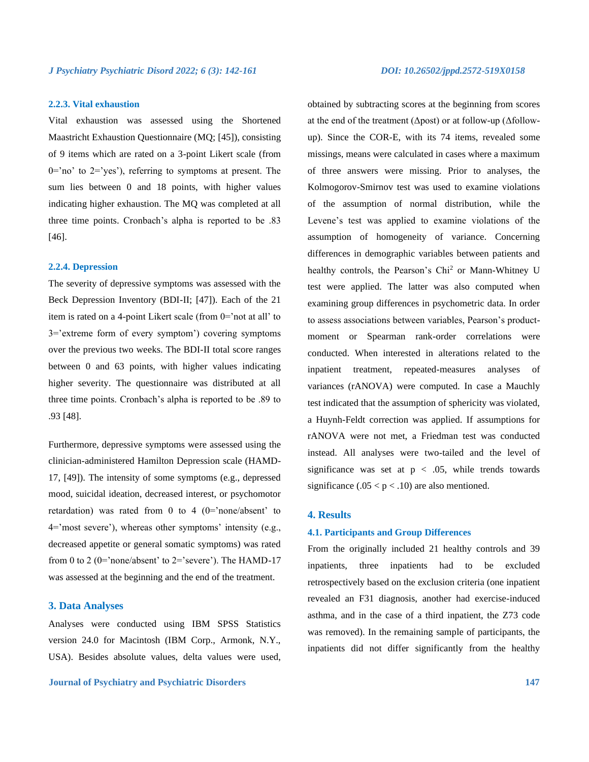### 2.2.3. Vital exhaustion

Vital exhaustion was assessed using the Shortened Maastricht Exhaustion Questionnaire (MQ; [45]), consisting of 9 items which are rated on a 3-point Likert scale (from 0='no' to 2='yes'), referring to symptoms at present. The sum lies between 0 and 18 points, with higher values indicating higher exhaustion. The MQ was completed at all three time points. Cronbach's alpha is reported to be .83 [46].

### 2.2.4. Depression

The severity of depressive symptoms was assessed with the Beck Depression Inventory (BDI-II; [47]). Each of the 21 item is rated on a 4-point Likert scale (from 0='not at all' to 3='extreme form of every symptom') covering symptoms over the previous two weeks. The BDI-II total score ranges between 0 and 63 points, with higher values indicating higher severity. The questionnaire was distributed at all three time points. Cronbach's alpha is reported to be .89 to .93 [48].

Furthermore, depressive symptoms were assessed using the clinician-administered Hamilton Depression scale (HAMD-17, [49]). The intensity of some symptoms (e.g., depressed mood, suicidal ideation, decreased interest, or psychomotor retardation) was rated from 0 to 4 (0='none/absent' to 4='most severe'), whereas other symptoms' intensity (e.g., decreased appetite or general somatic symptoms) was rated from 0 to 2 (0='none/absent' to 2='severe'). The HAMD-17 was assessed at the beginning and the end of the treatment.

## 3. Data Analyses

Analyses were conducted using IBM SPSS Statistics version 24.0 for Macintosh (IBM Corp., Armonk, N.Y., USA). Besides absolute values, delta values were used, obtained by subtracting scores at the beginning from scores at the end of the treatment (Δpost) or at follow-up (Δfollow-up). Since the COR-E, with its 74 items, revealed some missings, means were calculated in cases where a maximum of three answers were missing. Prior to analyses, the Kolmogorov-Smirnov test was used to examine violations of the assumption of normal distribution, while the Levene's test was applied to examine violations of the assumption of homogeneity of variance. Concerning differences in demographic variables between patients and healthy controls, the Pearson's $Chi^2$ or Mann-Whitney U test were applied. The latter was also computed when examining group differences in psychometric data. In order to assess associations between variables, Pearson's product-moment or Spearman rank-order correlations were conducted. When interested in alterations related to the inpatient treatment, repeated-measures analyses of variances (rANOVA) were computed. In case a Mauchly test indicated that the assumption of sphericity was violated, a Huynh-Feldt correction was applied. If assumptions for rANOVA were not met, a Friedman test was conducted instead. All analyses were two-tailed and the level of significance was set at $p < .05$, while trends towards significance ($.05 < p < .10$) are also mentioned.

## 4. Results

### 4.1. Participants and Group Differences

From the originally included 21 healthy controls and 39 inpatients, three inpatients had to be excluded retrospectively based on the exclusion criteria (one inpatient revealed an F31 diagnosis, another had exercise-induced asthma, and in the case of a third inpatient, the Z73 code was removed). In the remaining sample of participants, the inpatients did not differ significantly from the healthy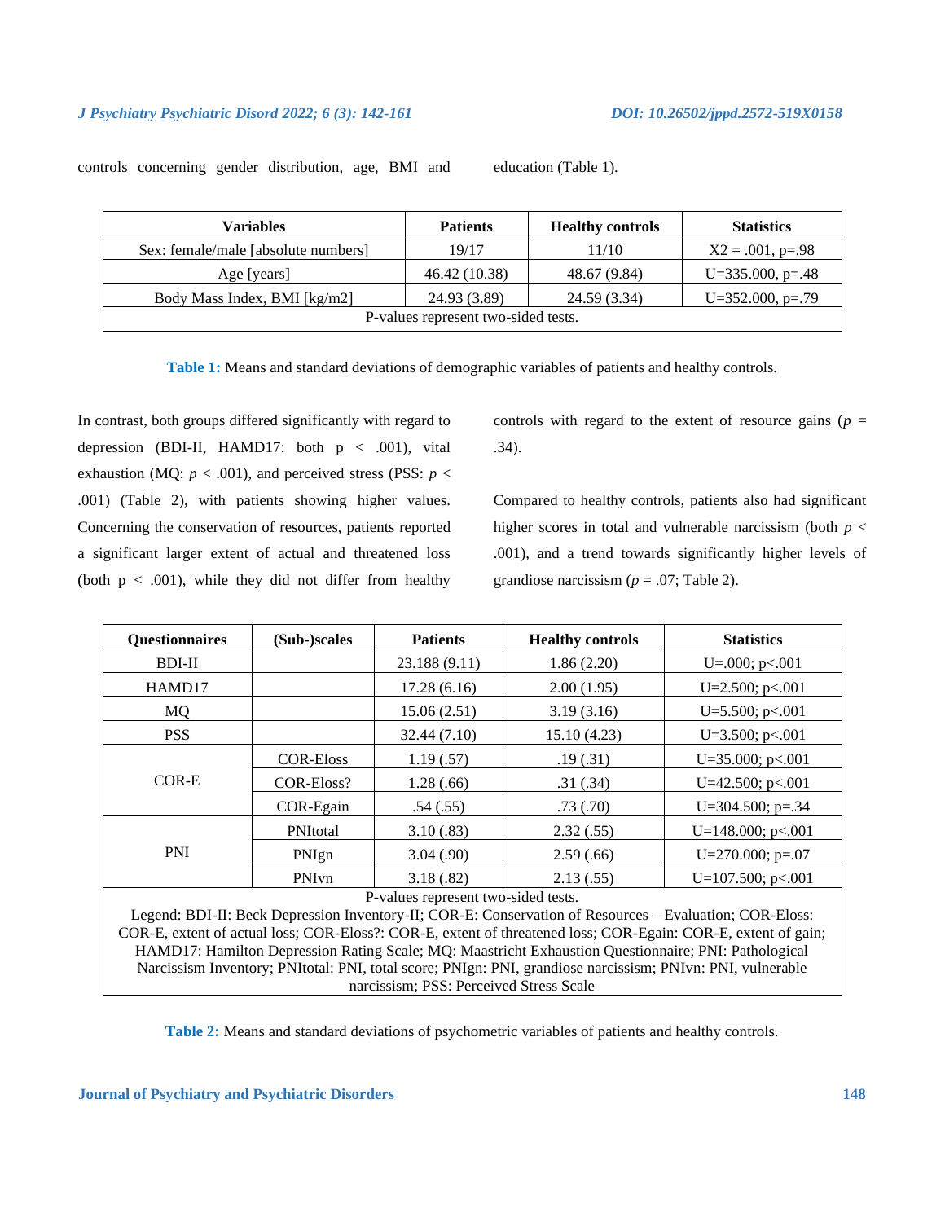controls concerning gender distribution, age, BMI and education (Table 1).

| Variables | Patients | Healthy controls | Statistics |
|---|---|---|---|
| Sex: female/male [absolute numbers] | 19/17 | 11/10 | X2 = .001, p=.98 |
| Age [years] | 46.42 (10.38) | 48.67 (9.84) | U=335.000, p=.48 |
| Body Mass Index, BMI [kg/m2] | 24.93 (3.89) | 24.59 (3.34) | U=352.000, p=.79 |
| P-values represent two-sided tests. | | | |

**Table 1:** Means and standard deviations of demographic variables of patients and healthy controls.

In contrast, both groups differed significantly with regard to depression (BDI-II, HAMD17: both p < .001), vital exhaustion (MQ: *p* < .001), and perceived stress (PSS: *p* < .001) (Table 2), with patients showing higher values. Concerning the conservation of resources, patients reported a significant larger extent of actual and threatened loss (both p < .001), while they did not differ from healthy controls with regard to the extent of resource gains (*p* = .34).

Compared to healthy controls, patients also had significant higher scores in total and vulnerable narcissism (both *p* < .001), and a trend towards significantly higher levels of grandiose narcissism (*p* = .07; Table 2).

| Questionnaires | (Sub-)scales | Patients | Healthy controls | Statistics |
|---|---|---|---|---|
| BDI-II | | 23.188 (9.11) | 1.86 (2.20) | U=.000; p<.001 |
| HAMD17 | | 17.28 (6.16) | 2.00 (1.95) | U=2.500; p<.001 |
| MQ | | 15.06 (2.51) | 3.19 (3.16) | U=5.500; p<.001 |
| PSS | | 32.44 (7.10) | 15.10 (4.23) | U=3.500; p<.001 |
| COR-E | COR-Eloss | 1.19 (.57) | .19 (.31) | U=35.000; p<.001 |
| | COR-Eloss? | 1.28 (.66) | .31 (.34) | U=42.500; p<.001 |
| | COR-Egain | .54 (.55) | .73 (.70) | U=304.500; p=.34 |
| PNI | PNItotal | 3.10 (.83) | 2.32 (.55) | U=148.000; p<.001 |
| | PNIgn | 3.04 (.90) | 2.59 (.66) | U=270.000; p=.07 |
| | PNIvn | 3.18 (.82) | 2.13 (.55) | U=107.500; p<.001 |

P-values represent two-sided tests.
Legend: BDI-II: Beck Depression Inventory-II; COR-E: Conservation of Resources – Evaluation; COR-Eloss: COR-E, extent of actual loss; COR-Eloss?: COR-E, extent of threatened loss; COR-Egain: COR-E, extent of gain; HAMD17: Hamilton Depression Rating Scale; MQ: Maastricht Exhaustion Questionnaire; PNI: Pathological Narcissism Inventory; PNItotal: PNI, total score; PNIgn: PNI, grandiose narcissism; PNIvn: PNI, vulnerable narcissism; PSS: Perceived Stress Scale

**Table 2:** Means and standard deviations of psychometric variables of patients and healthy controls.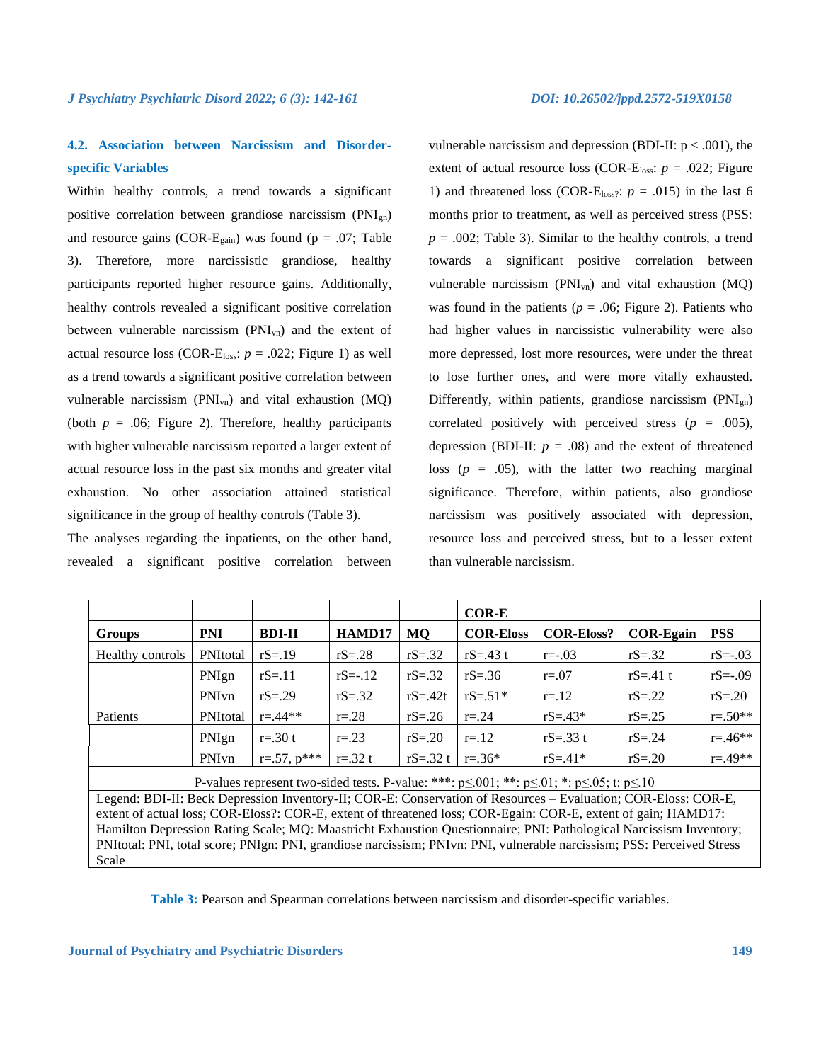### 4.2. Association between Narcissism and Disorder-specific Variables

Within healthy controls, a trend towards a significant positive correlation between grandiose narcissism ($PNI_{gn}$) and resource gains ($COR\text{-}E_{gain}$) was found (p = .07; Table 3). Therefore, more narcissistic grandiose, healthy participants reported higher resource gains. Additionally, healthy controls revealed a significant positive correlation between vulnerable narcissism ($PNI_{vn}$) and the extent of actual resource loss ($COR\text{-}E_{loss}$: $p$ = .022; Figure 1) as well as a trend towards a significant positive correlation between vulnerable narcissism ($PNI_{vn}$) and vital exhaustion (MQ) (both $p$ = .06; Figure 2). Therefore, healthy participants with higher vulnerable narcissism reported a larger extent of actual resource loss in the past six months and greater vital exhaustion. No other association attained statistical significance in the group of healthy controls (Table 3).

The analyses regarding the inpatients, on the other hand, revealed a significant positive correlation between vulnerable narcissism and depression (BDI-II: p < .001), the extent of actual resource loss ($COR\text{-}E_{loss}$: $p$ = .022; Figure 1) and threatened loss ($COR\text{-}E_{loss?}$: $p$ = .015) in the last 6 months prior to treatment, as well as perceived stress (PSS: $p$ = .002; Table 3). Similar to the healthy controls, a trend towards a significant positive correlation between vulnerable narcissism ($PNI_{vn}$) and vital exhaustion (MQ) was found in the patients ($p$ = .06; Figure 2). Patients who had higher values in narcissistic vulnerability were also more depressed, lost more resources, were under the threat to lose further ones, and were more vitally exhausted. Differently, within patients, grandiose narcissism ($PNI_{gn}$) correlated positively with perceived stress ($p$ = .005), depression (BDI-II: $p$ = .08) and the extent of threatened loss ($p$ = .05), with the latter two reaching marginal significance. Therefore, within patients, also grandiose narcissism was positively associated with depression, resource loss and perceived stress, but to a lesser extent than vulnerable narcissism.

| Groups | PNI | BDI-II | HAMD17 | MQ | COR-E<br>COR-Eloss | COR-Eloss? | COR-Egain | PSS |
|---|---|---|---|---|---|---|---|---|
| Healthy controls | PNItotal | rS=.19 | rS=.28 | rS=.32 | rS=.43 t | r=-.03 | rS=.32 | rS=-.03 |
| | PNIgn | rS=.11 | rS=-.12 | rS=.32 | rS=.36 | r=.07 | rS=.41 t | rS=-.09 |
| | PNIvn | rS=.29 | rS=.32 | rS=.42t | rS=.51* | r=.12 | rS=.22 | rS=.20 |
| Patients | PNItotal | r=.44** | r=.28 | rS=.26 | r=.24 | rS=.43* | rS=.25 | r=.50** |
| | PNIgn | r=.30 t | r=.23 | rS=.20 | r=.12 | rS=.33 t | rS=.24 | r=.46** |
| | PNIvn | r=.57, p*** | r=.32 t | rS=.32 t | r=.36* | rS=.41* | rS=.20 | r=.49** |

P-values represent two-sided tests. P-value: ***: p≤.001; **: p≤.01; *: p≤.05; t: p≤.10

Legend: BDI-II: Beck Depression Inventory-II; COR-E: Conservation of Resources – Evaluation; COR-Eloss: COR-E, extent of actual loss; COR-Eloss?: COR-E, extent of threatened loss; COR-Egain: COR-E, extent of gain; HAMD17: Hamilton Depression Rating Scale; MQ: Maastricht Exhaustion Questionnaire; PNI: Pathological Narcissism Inventory; PNItotal: PNI, total score; PNIgn: PNI, grandiose narcissism; PNIvn: PNI, vulnerable narcissism; PSS: Perceived Stress Scale

**Table 3:** Pearson and Spearman correlations between narcissism and disorder-specific variables.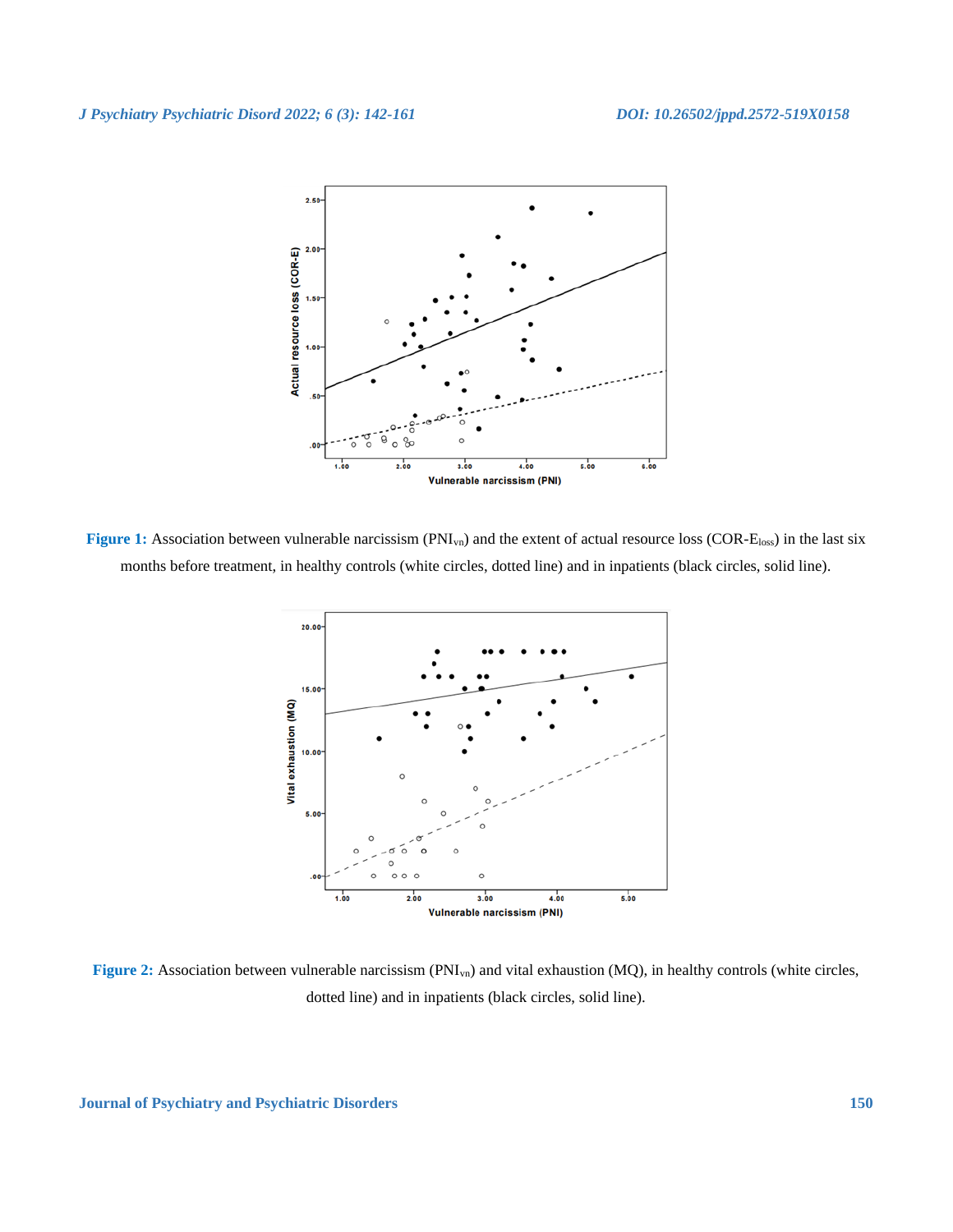Figure 1: Association between vulnerable narcissism ($PNI_{vn}$) and the extent of actual resource loss ($COR\text{-}E_{loss}$) in the last six months before treatment, in healthy controls (white circles, dotted line) and in inpatients (black circles, solid line).

Figure 2: Association between vulnerable narcissism ($PNI_{vn}$) and vital exhaustion (MQ), in healthy controls (white circles, dotted line) and in inpatients (black circles, solid line).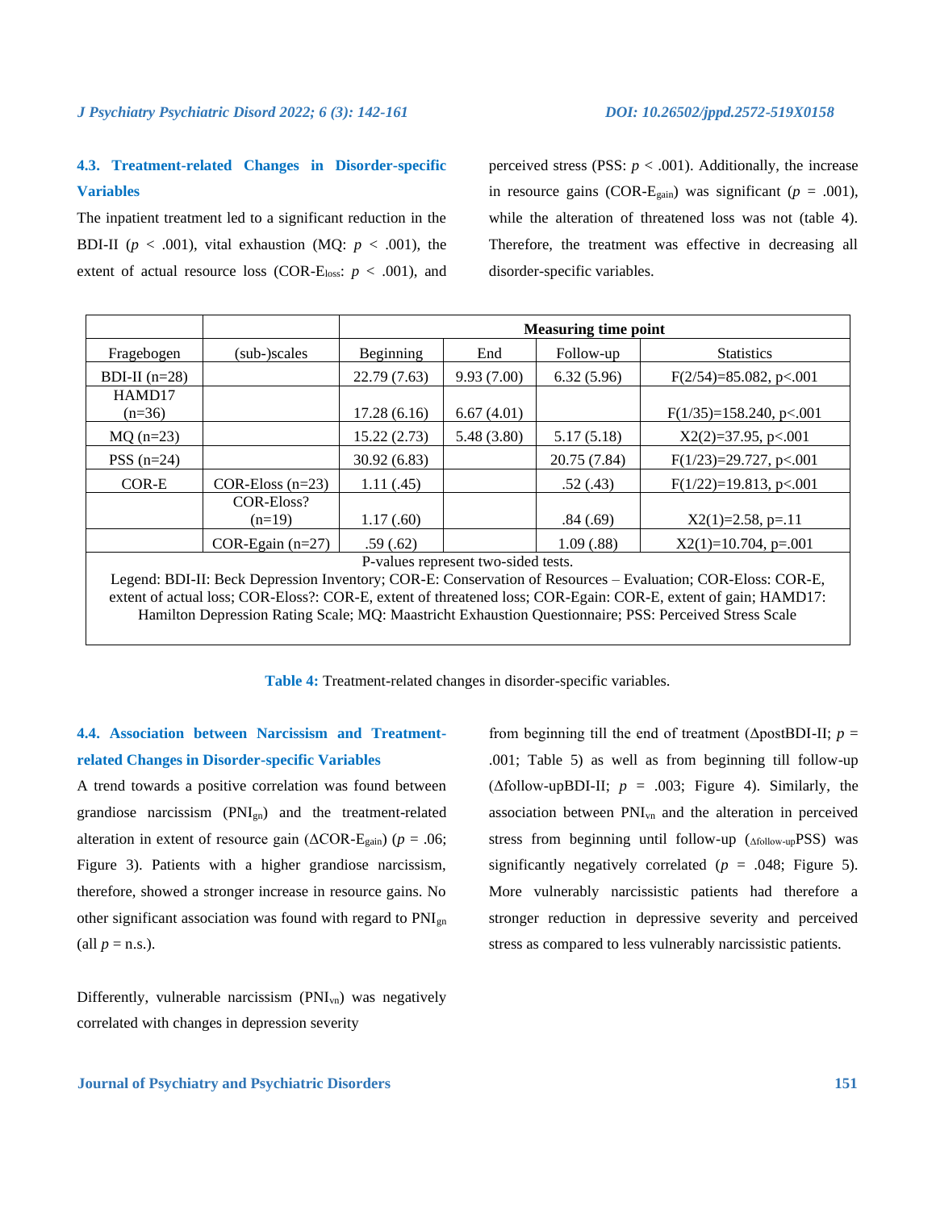### 4.3. Treatment-related Changes in Disorder-specific Variables

The inpatient treatment led to a significant reduction in the BDI-II ($p < .001$), vital exhaustion (MQ: $p < .001$), the extent of actual resource loss (COR-$E_{loss}$: $p < .001$), and perceived stress (PSS: $p < .001$). Additionally, the increase in resource gains (COR-$E_{gain}$) was significant ($p = .001$), while the alteration of threatened loss was not (table 4). Therefore, the treatment was effective in decreasing all disorder-specific variables.

| | | Measuring time point | | | |
|---|---|---|---|---|---|
| Fragebogen | (sub-)scales | Beginning | End | Follow-up | Statistics |
| BDI-II (n=28) | | 22.79 (7.63) | 9.93 (7.00) | 6.32 (5.96) | F(2/54)=85.082, p<.001 |
| HAMD17 (n=36) | | 17.28 (6.16) | 6.67 (4.01) | | F(1/35)=158.240, p<.001 |
| MQ (n=23) | | 15.22 (2.73) | 5.48 (3.80) | 5.17 (5.18) | X2(2)=37.95, p<.001 |
| PSS (n=24) | | 30.92 (6.83) | | 20.75 (7.84) | F(1/23)=29.727, p<.001 |
| COR-E | COR-Eloss (n=23) | 1.11 (.45) | | .52 (.43) | F(1/22)=19.813, p<.001 |
| | COR-Eloss? (n=19) | 1.17 (.60) | | .84 (.69) | X2(1)=2.58, p=.11 |
| | COR-Egain (n=27) | .59 (.62) | | 1.09 (.88) | X2(1)=10.704, p=.001 |

P-values represent two-sided tests.
Legend: BDI-II: Beck Depression Inventory; COR-E: Conservation of Resources – Evaluation; COR-Eloss: COR-E, extent of actual loss; COR-Eloss?: COR-E, extent of threatened loss; COR-Egain: COR-E, extent of gain; HAMD17: Hamilton Depression Rating Scale; MQ: Maastricht Exhaustion Questionnaire; PSS: Perceived Stress Scale

**Table 4:** Treatment-related changes in disorder-specific variables.

### 4.4. Association between Narcissism and Treatment-related Changes in Disorder-specific Variables

A trend towards a positive correlation was found between grandiose narcissism ($PNI_{gn}$) and the treatment-related alteration in extent of resource gain ($\Delta$COR-$E_{gain}$) ($p = .06$; Figure 3). Patients with a higher grandiose narcissism, therefore, showed a stronger increase in resource gains. No other significant association was found with regard to $PNI_{gn}$ (all $p$ = n.s.).

Differently, vulnerable narcissism ($PNI_{vn}$) was negatively correlated with changes in depression severity from beginning till the end of treatment ($\Delta$postBDI-II; $p = .001$; Table 5) as well as from beginning till follow-up ($\Delta$follow-upBDI-II; $p = .003$; Figure 4). Similarly, the association between $PNI_{vn}$ and the alteration in perceived stress from beginning until follow-up ($_{\Delta\text{follow-up}}$PSS) was significantly negatively correlated ($p = .048$; Figure 5). More vulnerably narcissistic patients had therefore a stronger reduction in depressive severity and perceived stress as compared to less vulnerably narcissistic patients.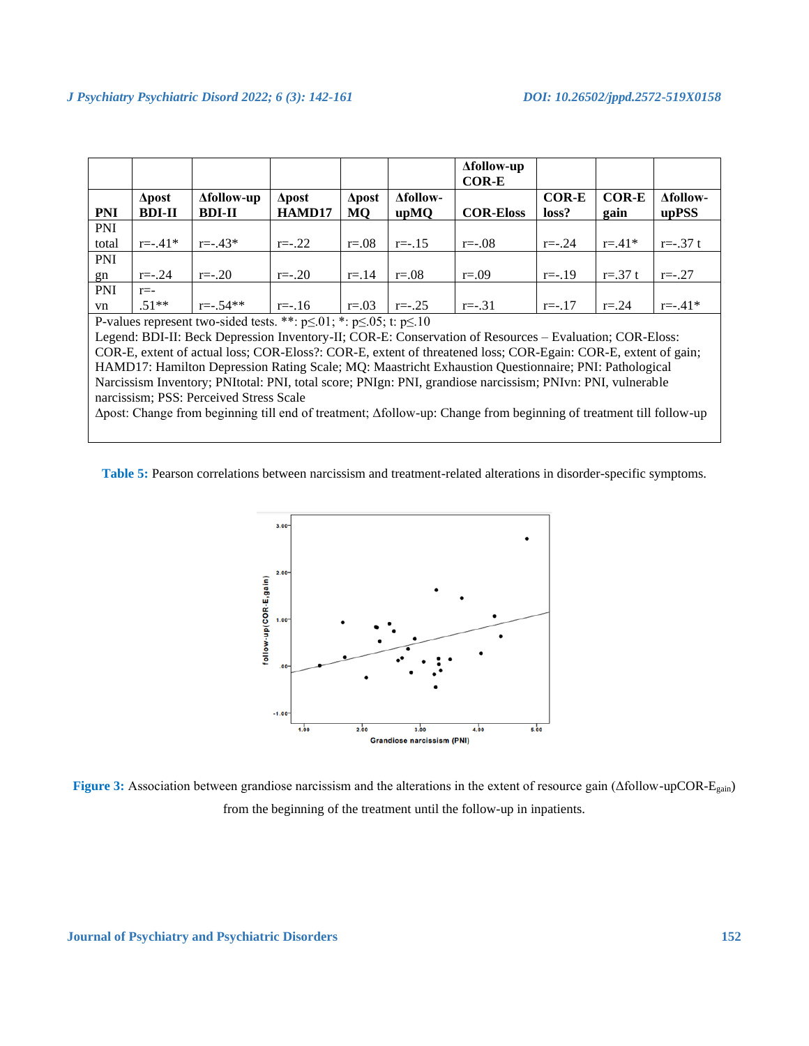| PNI | Δpost BDI-II | Δfollow-up BDI-II | Δpost HAMD17 | Δpost MQ | Δfollow-upMQ | Δfollow-up COR-E COR-Eloss | COR-E loss? | COR-E gain | Δfollow-upPSS |
|---|---|---|---|---|---|---|---|---|---|
| PNI total | r=-.41* | r=-.43* | r=-.22 | r=.08 | r=-.15 | r=-.08 | r=-.24 | r=.41* | r=-.37 t |
| PNI gn | r=-.24 | r=-.20 | r=-.20 | r=.14 | r=.08 | r=.09 | r=-.19 | r=.37 t | r=-.27 |
| PNI vn | r=-.51** | r=-.54** | r=-.16 | r=.03 | r=-.25 | r=-.31 | r=-.17 | r=.24 | r=-.41* |

P-values represent two-sided tests. **: p≤.01; *: p≤.05; t: p≤.10

Legend: BDI-II: Beck Depression Inventory-II; COR-E: Conservation of Resources – Evaluation; COR-Eloss: COR-E, extent of actual loss; COR-Eloss?: COR-E, extent of threatened loss; COR-Egain: COR-E, extent of gain; HAMD17: Hamilton Depression Rating Scale; MQ: Maastricht Exhaustion Questionnaire; PNI: Pathological Narcissism Inventory; PNItotal: PNI, total score; PNIgn: PNI, grandiose narcissism; PNIvn: PNI, vulnerable narcissism; PSS: Perceived Stress Scale

Δpost: Change from beginning till end of treatment; Δfollow-up: Change from beginning of treatment till follow-up

**Table 5:** Pearson correlations between narcissism and treatment-related alterations in disorder-specific symptoms.

**Figure 3:** Association between grandiose narcissism and the alterations in the extent of resource gain (Δfollow-upCOR-$E_{gain}$) from the beginning of the treatment until the follow-up in inpatients.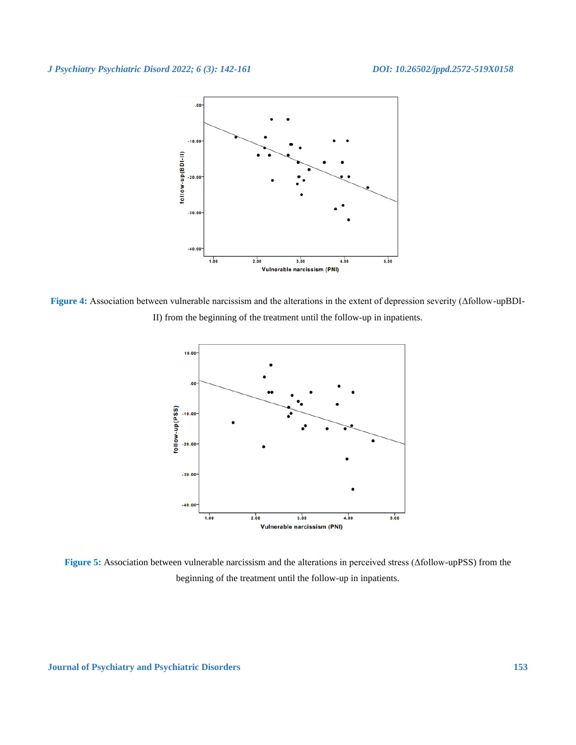**Figure 4:** Association between vulnerable narcissism and the alterations in the extent of depression severity (Δfollow-upBDI-II) from the beginning of the treatment until the follow-up in inpatients.

**Figure 5:** Association between vulnerable narcissism and the alterations in perceived stress (Δfollow-upPSS) from the beginning of the treatment until the follow-up in inpatients.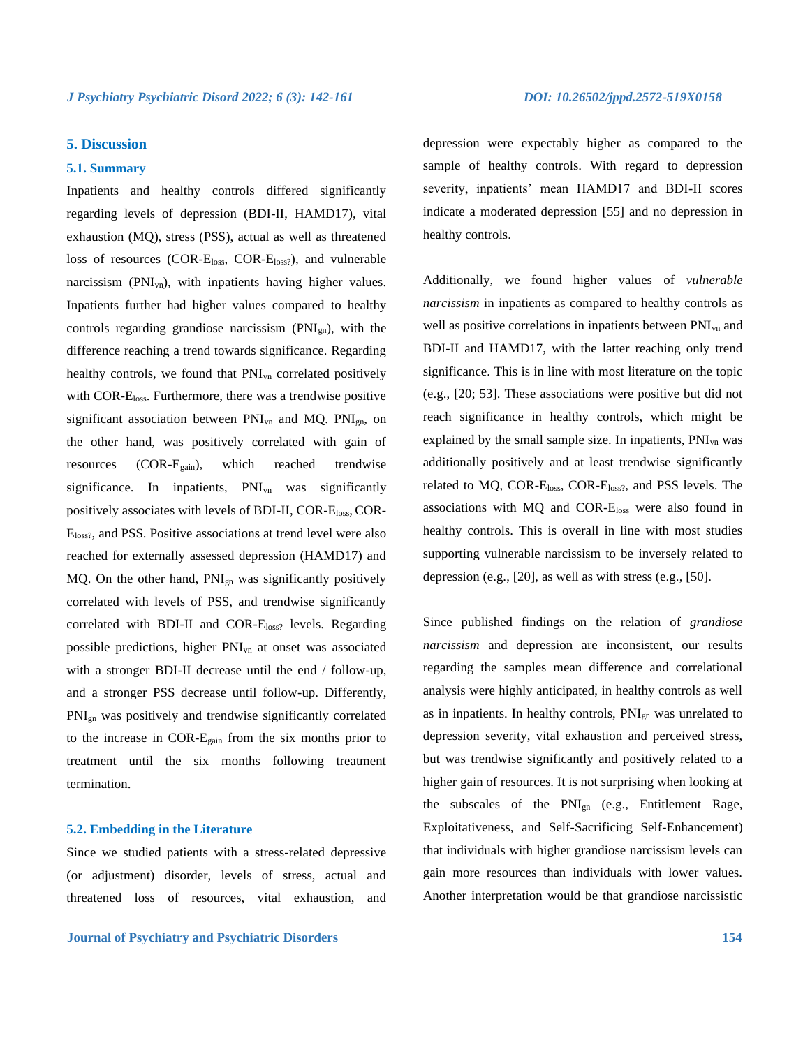## 5. Discussion

### 5.1. Summary

Inpatients and healthy controls differed significantly regarding levels of depression (BDI-II, HAMD17), vital exhaustion (MQ), stress (PSS), actual as well as threatened loss of resources ($COR\text{-}E_{loss}$, $COR\text{-}E_{loss?}$), and vulnerable narcissism ($PNI_{vn}$), with inpatients having higher values. Inpatients further had higher values compared to healthy controls regarding grandiose narcissism ($PNI_{gn}$), with the difference reaching a trend towards significance. Regarding healthy controls, we found that $PNI_{vn}$ correlated positively with $COR\text{-}E_{loss}$. Furthermore, there was a trendwise positive significant association between $PNI_{vn}$ and MQ. $PNI_{gn}$, on the other hand, was positively correlated with gain of resources ($COR\text{-}E_{gain}$), which reached trendwise significance. In inpatients, $PNI_{vn}$ was significantly positively associates with levels of BDI-II, $COR\text{-}E_{loss}$, $COR\text{-}E_{loss?}$, and PSS. Positive associations at trend level were also reached for externally assessed depression (HAMD17) and MQ. On the other hand, $PNI_{gn}$ was significantly positively correlated with levels of PSS, and trendwise significantly correlated with BDI-II and $COR\text{-}E_{loss?}$ levels. Regarding possible predictions, higher $PNI_{vn}$ at onset was associated with a stronger BDI-II decrease until the end / follow-up, and a stronger PSS decrease until follow-up. Differently, $PNI_{gn}$ was positively and trendwise significantly correlated to the increase in $COR\text{-}E_{gain}$ from the six months prior to treatment until the six months following treatment termination.

### 5.2. Embedding in the Literature

Since we studied patients with a stress-related depressive (or adjustment) disorder, levels of stress, actual and threatened loss of resources, vital exhaustion, and depression were expectably higher as compared to the sample of healthy controls. With regard to depression severity, inpatients' mean HAMD17 and BDI-II scores indicate a moderated depression [55] and no depression in healthy controls.

Additionally, we found higher values of *vulnerable narcissism* in inpatients as compared to healthy controls as well as positive correlations in inpatients between $PNI_{vn}$ and BDI-II and HAMD17, with the latter reaching only trend significance. This is in line with most literature on the topic (e.g., [20; 53]. These associations were positive but did not reach significance in healthy controls, which might be explained by the small sample size. In inpatients, $PNI_{vn}$ was additionally positively and at least trendwise significantly related to MQ, $COR\text{-}E_{loss}$, $COR\text{-}E_{loss?}$, and PSS levels. The associations with MQ and $COR\text{-}E_{loss}$ were also found in healthy controls. This is overall in line with most studies supporting vulnerable narcissism to be inversely related to depression (e.g., [20], as well as with stress (e.g., [50].

Since published findings on the relation of *grandiose narcissism* and depression are inconsistent, our results regarding the samples mean difference and correlational analysis were highly anticipated, in healthy controls as well as in inpatients. In healthy controls, $PNI_{gn}$ was unrelated to depression severity, vital exhaustion and perceived stress, but was trendwise significantly and positively related to a higher gain of resources. It is not surprising when looking at the subscales of the $PNI_{gn}$ (e.g., Entitlement Rage, Exploitativeness, and Self-Sacrificing Self-Enhancement) that individuals with higher grandiose narcissism levels can gain more resources than individuals with lower values. Another interpretation would be that grandiose narcissistic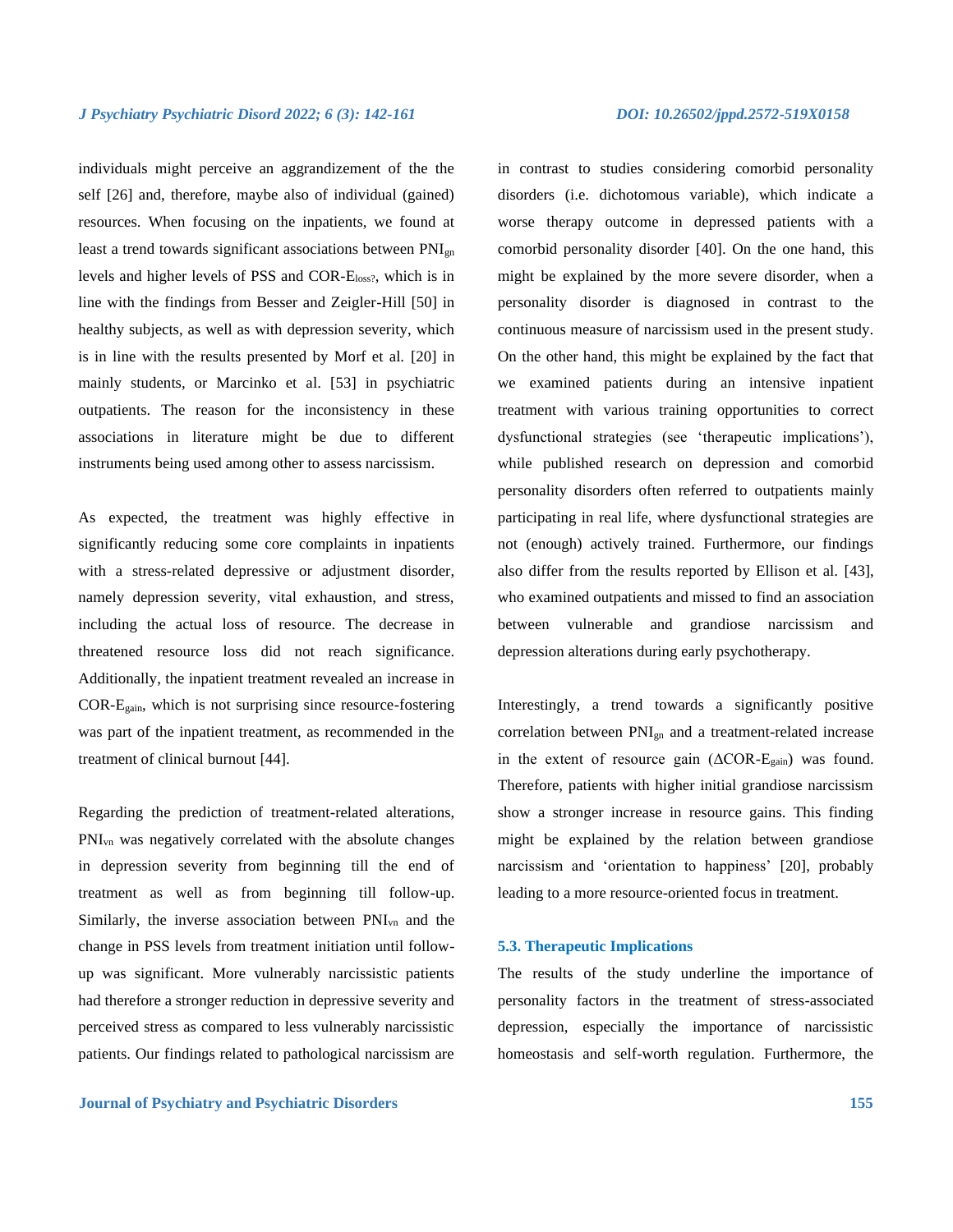individuals might perceive an aggrandizement of the the self [26] and, therefore, maybe also of individual (gained) resources. When focusing on the inpatients, we found at least a trend towards significant associations between $PNI_{gn}$ levels and higher levels of PSS and COR-$E_{loss?}$, which is in line with the findings from Besser and Zeigler-Hill [50] in healthy subjects, as well as with depression severity, which is in line with the results presented by Morf et al. [20] in mainly students, or Marcinko et al. [53] in psychiatric outpatients. The reason for the inconsistency in these associations in literature might be due to different instruments being used among other to assess narcissism.

As expected, the treatment was highly effective in significantly reducing some core complaints in inpatients with a stress-related depressive or adjustment disorder, namely depression severity, vital exhaustion, and stress, including the actual loss of resource. The decrease in threatened resource loss did not reach significance. Additionally, the inpatient treatment revealed an increase in COR-$E_{gain}$, which is not surprising since resource-fostering was part of the inpatient treatment, as recommended in the treatment of clinical burnout [44].

Regarding the prediction of treatment-related alterations, $PNI_{vn}$ was negatively correlated with the absolute changes in depression severity from beginning till the end of treatment as well as from beginning till follow-up. Similarly, the inverse association between $PNI_{vn}$ and the change in PSS levels from treatment initiation until follow-up was significant. More vulnerably narcissistic patients had therefore a stronger reduction in depressive severity and perceived stress as compared to less vulnerably narcissistic patients. Our findings related to pathological narcissism are in contrast to studies considering comorbid personality disorders (i.e. dichotomous variable), which indicate a worse therapy outcome in depressed patients with a comorbid personality disorder [40]. On the one hand, this might be explained by the more severe disorder, when a personality disorder is diagnosed in contrast to the continuous measure of narcissism used in the present study. On the other hand, this might be explained by the fact that we examined patients during an intensive inpatient treatment with various training opportunities to correct dysfunctional strategies (see 'therapeutic implications'), while published research on depression and comorbid personality disorders often referred to outpatients mainly participating in real life, where dysfunctional strategies are not (enough) actively trained. Furthermore, our findings also differ from the results reported by Ellison et al. [43], who examined outpatients and missed to find an association between vulnerable and grandiose narcissism and depression alterations during early psychotherapy.

Interestingly, a trend towards a significantly positive correlation between $PNI_{gn}$ and a treatment-related increase in the extent of resource gain ($\Delta$COR-$E_{gain}$) was found. Therefore, patients with higher initial grandiose narcissism show a stronger increase in resource gains. This finding might be explained by the relation between grandiose narcissism and 'orientation to happiness' [20], probably leading to a more resource-oriented focus in treatment.

### 5.3. Therapeutic Implications

The results of the study underline the importance of personality factors in the treatment of stress-associated depression, especially the importance of narcissistic homeostasis and self-worth regulation. Furthermore, the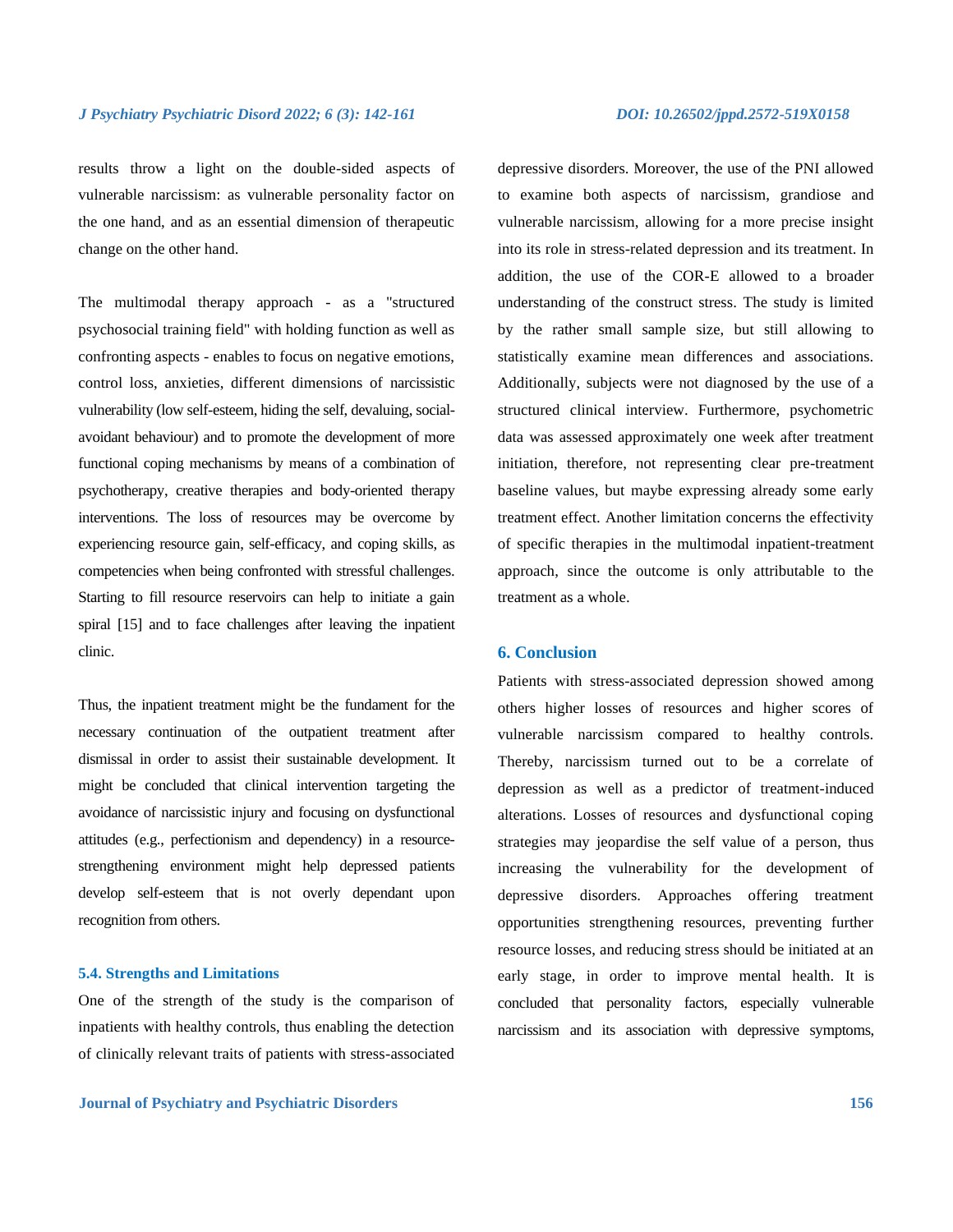results throw a light on the double-sided aspects of vulnerable narcissism: as vulnerable personality factor on the one hand, and as an essential dimension of therapeutic change on the other hand.

The multimodal therapy approach - as a "structured psychosocial training field" with holding function as well as confronting aspects - enables to focus on negative emotions, control loss, anxieties, different dimensions of narcissistic vulnerability (low self-esteem, hiding the self, devaluing, social-avoidant behaviour) and to promote the development of more functional coping mechanisms by means of a combination of psychotherapy, creative therapies and body-oriented therapy interventions. The loss of resources may be overcome by experiencing resource gain, self-efficacy, and coping skills, as competencies when being confronted with stressful challenges. Starting to fill resource reservoirs can help to initiate a gain spiral [15] and to face challenges after leaving the inpatient clinic.

Thus, the inpatient treatment might be the fundament for the necessary continuation of the outpatient treatment after dismissal in order to assist their sustainable development. It might be concluded that clinical intervention targeting the avoidance of narcissistic injury and focusing on dysfunctional attitudes (e.g., perfectionism and dependency) in a resource-strengthening environment might help depressed patients develop self-esteem that is not overly dependant upon recognition from others.

### 5.4. Strengths and Limitations

One of the strength of the study is the comparison of inpatients with healthy controls, thus enabling the detection of clinically relevant traits of patients with stress-associated depressive disorders. Moreover, the use of the PNI allowed to examine both aspects of narcissism, grandiose and vulnerable narcissism, allowing for a more precise insight into its role in stress-related depression and its treatment. In addition, the use of the COR-E allowed to a broader understanding of the construct stress. The study is limited by the rather small sample size, but still allowing to statistically examine mean differences and associations. Additionally, subjects were not diagnosed by the use of a structured clinical interview. Furthermore, psychometric data was assessed approximately one week after treatment initiation, therefore, not representing clear pre-treatment baseline values, but maybe expressing already some early treatment effect. Another limitation concerns the effectivity of specific therapies in the multimodal inpatient-treatment approach, since the outcome is only attributable to the treatment as a whole.

## 6. Conclusion

Patients with stress-associated depression showed among others higher losses of resources and higher scores of vulnerable narcissism compared to healthy controls. Thereby, narcissism turned out to be a correlate of depression as well as a predictor of treatment-induced alterations. Losses of resources and dysfunctional coping strategies may jeopardise the self value of a person, thus increasing the vulnerability for the development of depressive disorders. Approaches offering treatment opportunities strengthening resources, preventing further resource losses, and reducing stress should be initiated at an early stage, in order to improve mental health. It is concluded that personality factors, especially vulnerable narcissism and its association with depressive symptoms,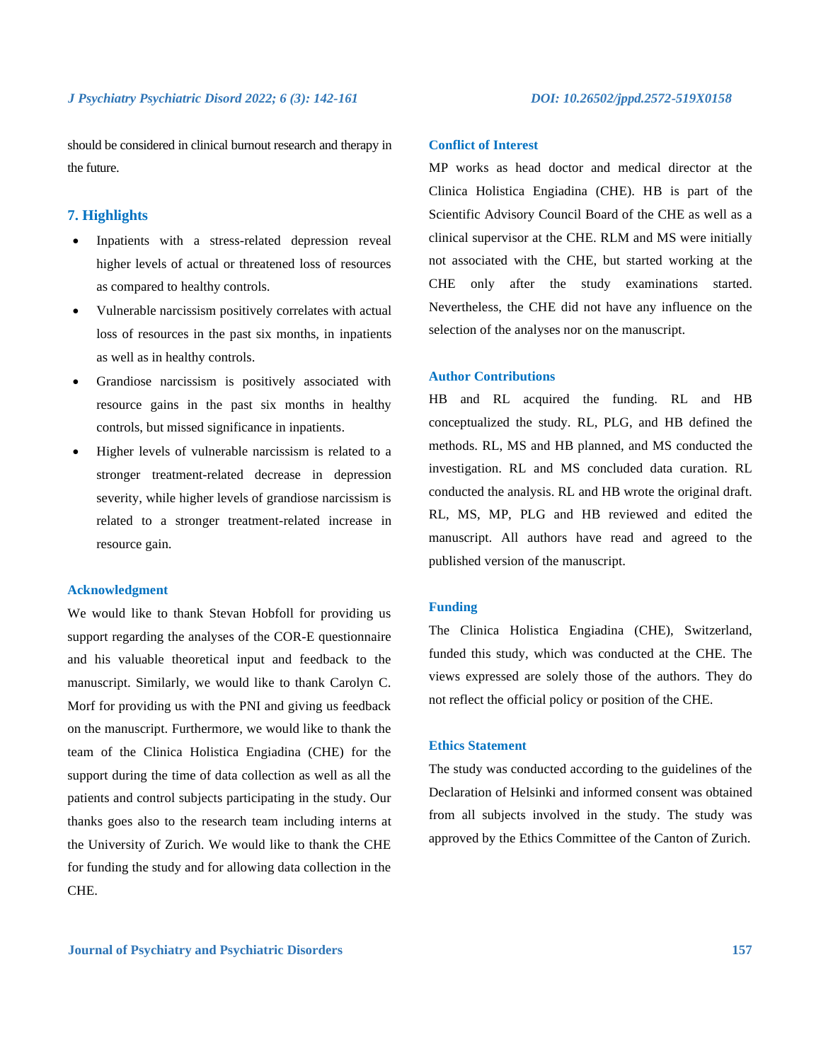should be considered in clinical burnout research and therapy in the future.

## 7. Highlights

- Inpatients with a stress-related depression reveal higher levels of actual or threatened loss of resources as compared to healthy controls.
- Vulnerable narcissism positively correlates with actual loss of resources in the past six months, in inpatients as well as in healthy controls.
- Grandiose narcissism is positively associated with resource gains in the past six months in healthy controls, but missed significance in inpatients.
- Higher levels of vulnerable narcissism is related to a stronger treatment-related decrease in depression severity, while higher levels of grandiose narcissism is related to a stronger treatment-related increase in resource gain.

### Acknowledgment

We would like to thank Stevan Hobfoll for providing us support regarding the analyses of the COR-E questionnaire and his valuable theoretical input and feedback to the manuscript. Similarly, we would like to thank Carolyn C. Morf for providing us with the PNI and giving us feedback on the manuscript. Furthermore, we would like to thank the team of the Clinica Holistica Engiadina (CHE) for the support during the time of data collection as well as all the patients and control subjects participating in the study. Our thanks goes also to the research team including interns at the University of Zurich. We would like to thank the CHE for funding the study and for allowing data collection in the CHE.

### Conflict of Interest

MP works as head doctor and medical director at the Clinica Holistica Engiadina (CHE). HB is part of the Scientific Advisory Council Board of the CHE as well as a clinical supervisor at the CHE. RLM and MS were initially not associated with the CHE, but started working at the CHE only after the study examinations started. Nevertheless, the CHE did not have any influence on the selection of the analyses nor on the manuscript.

### Author Contributions

HB and RL acquired the funding. RL and HB conceptualized the study. RL, PLG, and HB defined the methods. RL, MS and HB planned, and MS conducted the investigation. RL and MS concluded data curation. RL conducted the analysis. RL and HB wrote the original draft. RL, MS, MP, PLG and HB reviewed and edited the manuscript. All authors have read and agreed to the published version of the manuscript.

### Funding

The Clinica Holistica Engiadina (CHE), Switzerland, funded this study, which was conducted at the CHE. The views expressed are solely those of the authors. They do not reflect the official policy or position of the CHE.

### Ethics Statement

The study was conducted according to the guidelines of the Declaration of Helsinki and informed consent was obtained from all subjects involved in the study. The study was approved by the Ethics Committee of the Canton of Zurich.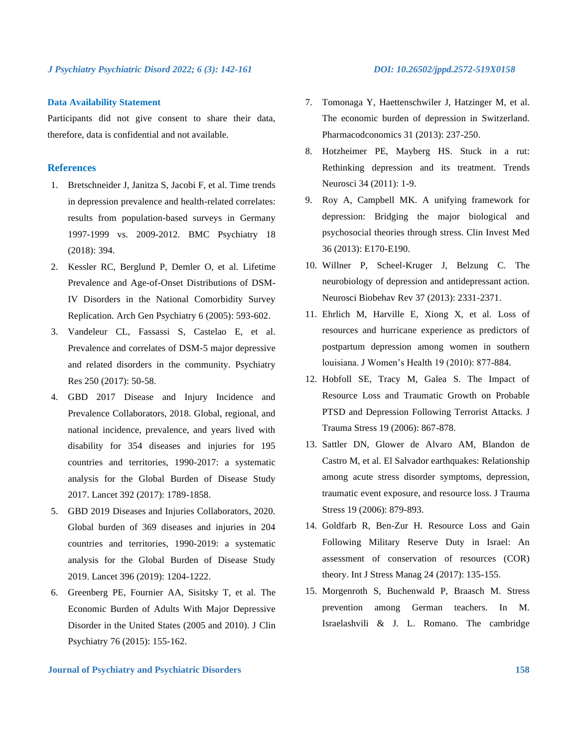### Data Availability Statement

Participants did not give consent to share their data, therefore, data is confidential and not available.

### References

1. Bretschneider J, Janitza S, Jacobi F, et al. Time trends in depression prevalence and health-related correlates: results from population-based surveys in Germany 1997-1999 vs. 2009-2012. BMC Psychiatry 18 (2018): 394.
2. Kessler RC, Berglund P, Demler O, et al. Lifetime Prevalence and Age-of-Onset Distributions of DSM-IV Disorders in the National Comorbidity Survey Replication. Arch Gen Psychiatry 6 (2005): 593-602.
3. Vandeleur CL, Fassassi S, Castelao E, et al. Prevalence and correlates of DSM-5 major depressive and related disorders in the community. Psychiatry Res 250 (2017): 50-58.
4. GBD 2017 Disease and Injury Incidence and Prevalence Collaborators, 2018. Global, regional, and national incidence, prevalence, and years lived with disability for 354 diseases and injuries for 195 countries and territories, 1990-2017: a systematic analysis for the Global Burden of Disease Study 2017. Lancet 392 (2017): 1789-1858.
5. GBD 2019 Diseases and Injuries Collaborators, 2020. Global burden of 369 diseases and injuries in 204 countries and territories, 1990-2019: a systematic analysis for the Global Burden of Disease Study 2019. Lancet 396 (2019): 1204-1222.
6. Greenberg PE, Fournier AA, Sisitsky T, et al. The Economic Burden of Adults With Major Depressive Disorder in the United States (2005 and 2010). J Clin Psychiatry 76 (2015): 155-162.
7. Tomonaga Y, Haettenschwiler J, Hatzinger M, et al. The economic burden of depression in Switzerland. Pharmacodconomics 31 (2013): 237-250.
8. Hotzheimer PE, Mayberg HS. Stuck in a rut: Rethinking depression and its treatment. Trends Neurosci 34 (2011): 1-9.
9. Roy A, Campbell MK. A unifying framework for depression: Bridging the major biological and psychosocial theories through stress. Clin Invest Med 36 (2013): E170-E190.
10. Willner P, Scheel-Kruger J, Belzung C. The neurobiology of depression and antidepressant action. Neurosci Biobehav Rev 37 (2013): 2331-2371.
11. Ehrlich M, Harville E, Xiong X, et al. Loss of resources and hurricane experience as predictors of postpartum depression among women in southern louisiana. J Women's Health 19 (2010): 877-884.
12. Hobfoll SE, Tracy M, Galea S. The Impact of Resource Loss and Traumatic Growth on Probable PTSD and Depression Following Terrorist Attacks. J Trauma Stress 19 (2006): 867-878.
13. Sattler DN, Glower de Alvaro AM, Blandon de Castro M, et al. El Salvador earthquakes: Relationship among acute stress disorder symptoms, depression, traumatic event exposure, and resource loss. J Trauma Stress 19 (2006): 879-893.
14. Goldfarb R, Ben-Zur H. Resource Loss and Gain Following Military Reserve Duty in Israel: An assessment of conservation of resources (COR) theory. Int J Stress Manag 24 (2017): 135-155.
15. Morgenroth S, Buchenwald P, Braasch M. Stress prevention among German teachers. In M. Israelashvili & J. L. Romano. The cambridge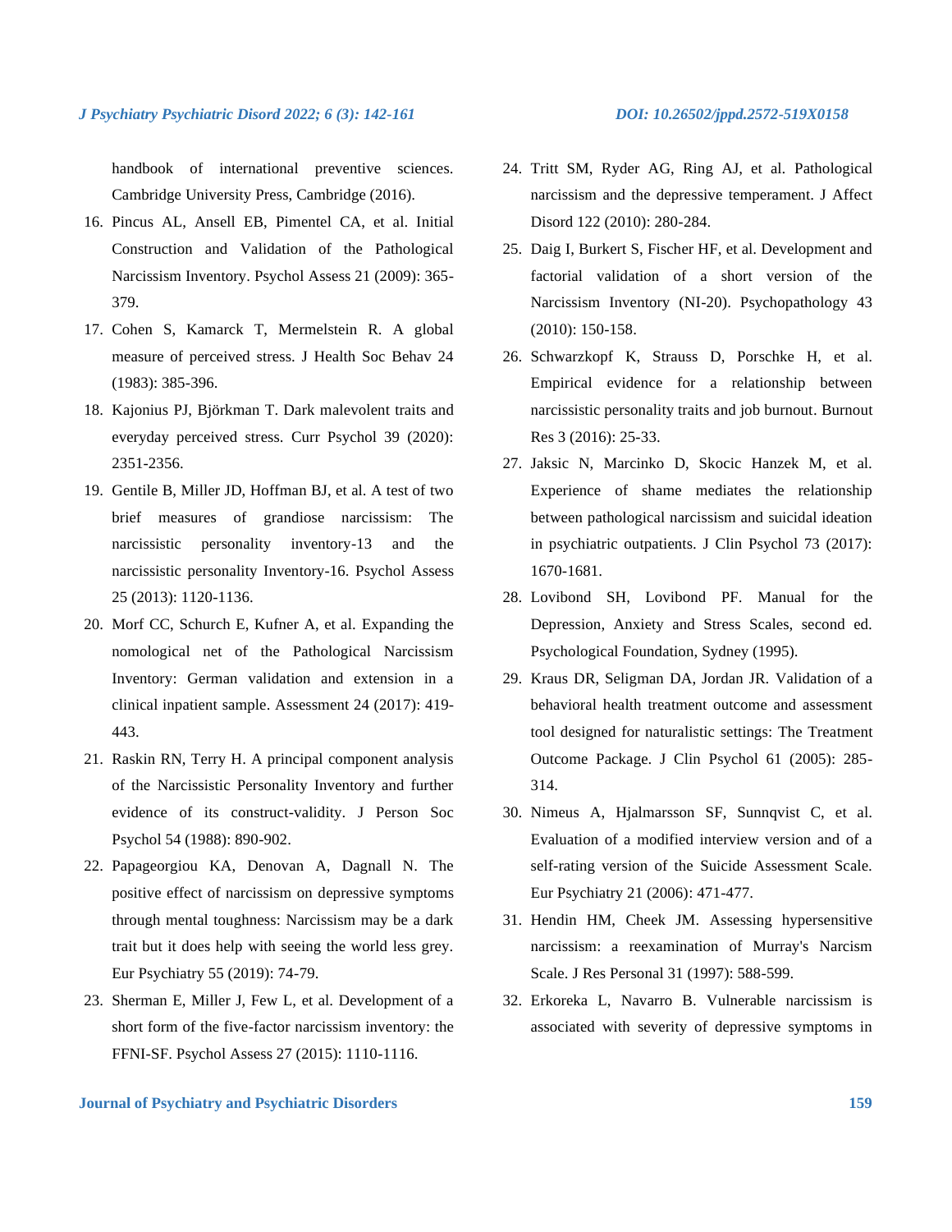handbook of international preventive sciences. Cambridge University Press, Cambridge (2016).

16. Pincus AL, Ansell EB, Pimentel CA, et al. Initial Construction and Validation of the Pathological Narcissism Inventory. Psychol Assess 21 (2009): 365-379.
17. Cohen S, Kamarck T, Mermelstein R. A global measure of perceived stress. J Health Soc Behav 24 (1983): 385-396.
18. Kajonius PJ, Björkman T. Dark malevolent traits and everyday perceived stress. Curr Psychol 39 (2020): 2351-2356.
19. Gentile B, Miller JD, Hoffman BJ, et al. A test of two brief measures of grandiose narcissism: The narcissistic personality inventory-13 and the narcissistic personality Inventory-16. Psychol Assess 25 (2013): 1120-1136.
20. Morf CC, Schurch E, Kufner A, et al. Expanding the nomological net of the Pathological Narcissism Inventory: German validation and extension in a clinical inpatient sample. Assessment 24 (2017): 419-443.
21. Raskin RN, Terry H. A principal component analysis of the Narcissistic Personality Inventory and further evidence of its construct-validity. J Person Soc Psychol 54 (1988): 890-902.
22. Papageorgiou KA, Denovan A, Dagnall N. The positive effect of narcissism on depressive symptoms through mental toughness: Narcissism may be a dark trait but it does help with seeing the world less grey. Eur Psychiatry 55 (2019): 74-79.
23. Sherman E, Miller J, Few L, et al. Development of a short form of the five-factor narcissism inventory: the FFNI-SF. Psychol Assess 27 (2015): 1110-1116.
24. Tritt SM, Ryder AG, Ring AJ, et al. Pathological narcissism and the depressive temperament. J Affect Disord 122 (2010): 280-284.
25. Daig I, Burkert S, Fischer HF, et al. Development and factorial validation of a short version of the Narcissism Inventory (NI-20). Psychopathology 43 (2010): 150-158.
26. Schwarzkopf K, Strauss D, Porschke H, et al. Empirical evidence for a relationship between narcissistic personality traits and job burnout. Burnout Res 3 (2016): 25-33.
27. Jaksic N, Marcinko D, Skocic Hanzek M, et al. Experience of shame mediates the relationship between pathological narcissism and suicidal ideation in psychiatric outpatients. J Clin Psychol 73 (2017): 1670-1681.
28. Lovibond SH, Lovibond PF. Manual for the Depression, Anxiety and Stress Scales, second ed. Psychological Foundation, Sydney (1995).
29. Kraus DR, Seligman DA, Jordan JR. Validation of a behavioral health treatment outcome and assessment tool designed for naturalistic settings: The Treatment Outcome Package. J Clin Psychol 61 (2005): 285-314.
30. Nimeus A, Hjalmarsson SF, Sunnqvist C, et al. Evaluation of a modified interview version and of a self-rating version of the Suicide Assessment Scale. Eur Psychiatry 21 (2006): 471-477.
31. Hendin HM, Cheek JM. Assessing hypersensitive narcissism: a reexamination of Murray's Narcism Scale. J Res Personal 31 (1997): 588-599.
32. Erkoreka L, Navarro B. Vulnerable narcissism is associated with severity of depressive symptoms in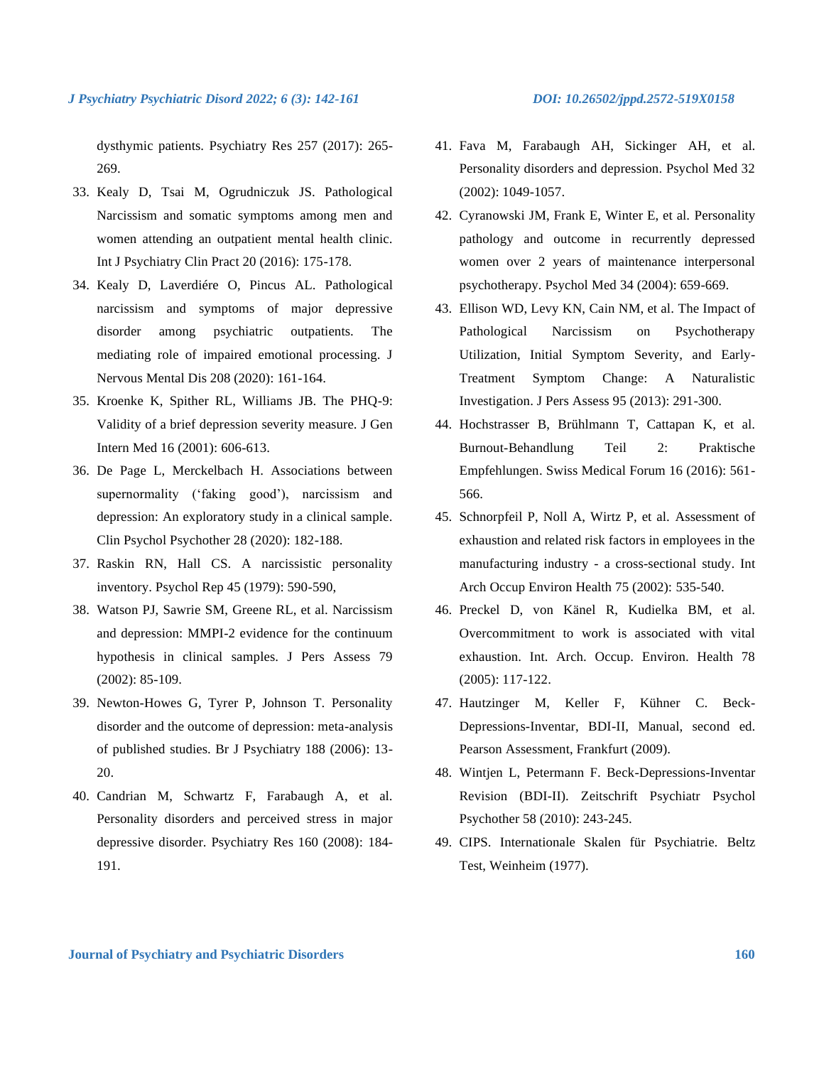dysthymic patients. Psychiatry Res 257 (2017): 265-269.

33. Kealy D, Tsai M, Ogrudniczuk JS. Pathological Narcissism and somatic symptoms among men and women attending an outpatient mental health clinic. Int J Psychiatry Clin Pract 20 (2016): 175-178.
34. Kealy D, Laverdiére O, Pincus AL. Pathological narcissism and symptoms of major depressive disorder among psychiatric outpatients. The mediating role of impaired emotional processing. J Nervous Mental Dis 208 (2020): 161-164.
35. Kroenke K, Spither RL, Williams JB. The PHQ-9: Validity of a brief depression severity measure. J Gen Intern Med 16 (2001): 606-613.
36. De Page L, Merckelbach H. Associations between supernormality ('faking good'), narcissism and depression: An exploratory study in a clinical sample. Clin Psychol Psychother 28 (2020): 182-188.
37. Raskin RN, Hall CS. A narcissistic personality inventory. Psychol Rep 45 (1979): 590-590,
38. Watson PJ, Sawrie SM, Greene RL, et al. Narcissism and depression: MMPI-2 evidence for the continuum hypothesis in clinical samples. J Pers Assess 79 (2002): 85-109.
39. Newton-Howes G, Tyrer P, Johnson T. Personality disorder and the outcome of depression: meta-analysis of published studies. Br J Psychiatry 188 (2006): 13-20.
40. Candrian M, Schwartz F, Farabaugh A, et al. Personality disorders and perceived stress in major depressive disorder. Psychiatry Res 160 (2008): 184-191.
41. Fava M, Farabaugh AH, Sickinger AH, et al. Personality disorders and depression. Psychol Med 32 (2002): 1049-1057.
42. Cyranowski JM, Frank E, Winter E, et al. Personality pathology and outcome in recurrently depressed women over 2 years of maintenance interpersonal psychotherapy. Psychol Med 34 (2004): 659-669.
43. Ellison WD, Levy KN, Cain NM, et al. The Impact of Pathological Narcissism on Psychotherapy Utilization, Initial Symptom Severity, and Early-Treatment Symptom Change: A Naturalistic Investigation. J Pers Assess 95 (2013): 291-300.
44. Hochstrasser B, Brühlmann T, Cattapan K, et al. Burnout-Behandlung Teil 2: Praktische Empfehlungen. Swiss Medical Forum 16 (2016): 561-566.
45. Schnorpfeil P, Noll A, Wirtz P, et al. Assessment of exhaustion and related risk factors in employees in the manufacturing industry - a cross-sectional study. Int Arch Occup Environ Health 75 (2002): 535-540.
46. Preckel D, von Känel R, Kudielka BM, et al. Overcommitment to work is associated with vital exhaustion. Int. Arch. Occup. Environ. Health 78 (2005): 117-122.
47. Hautzinger M, Keller F, Kühner C. Beck-Depressions-Inventar, BDI-II, Manual, second ed. Pearson Assessment, Frankfurt (2009).
48. Wintjen L, Petermann F. Beck-Depressions-Inventar Revision (BDI-II). Zeitschrift Psychiatr Psychol Psychother 58 (2010): 243-245.
49. CIPS. Internationale Skalen für Psychiatrie. Beltz Test, Weinheim (1977).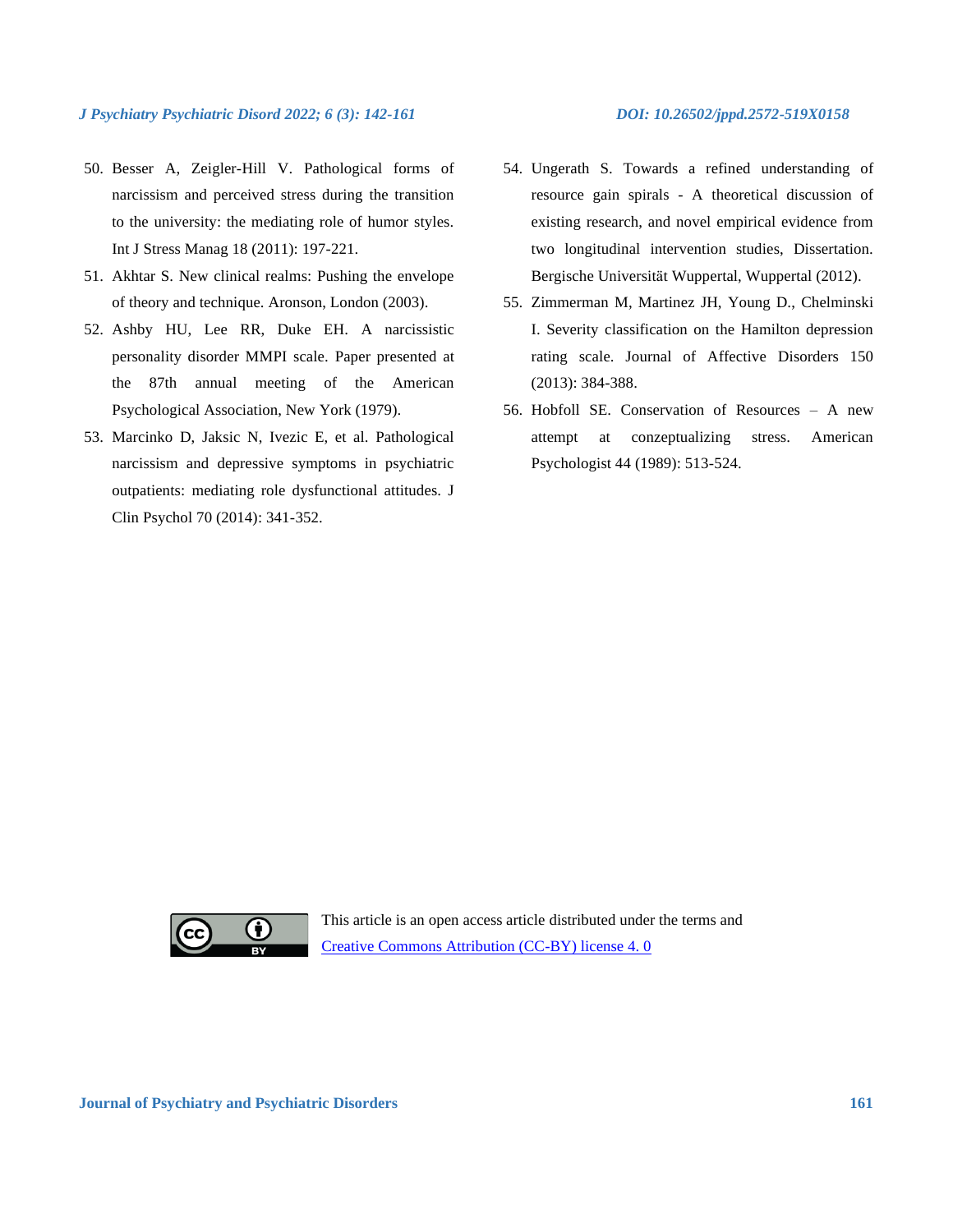50. Besser A, Zeigler-Hill V. Pathological forms of narcissism and perceived stress during the transition to the university: the mediating role of humor styles. Int J Stress Manag 18 (2011): 197-221.
51. Akhtar S. New clinical realms: Pushing the envelope of theory and technique. Aronson, London (2003).
52. Ashby HU, Lee RR, Duke EH. A narcissistic personality disorder MMPI scale. Paper presented at the 87th annual meeting of the American Psychological Association, New York (1979).
53. Marcinko D, Jaksic N, Ivezic E, et al. Pathological narcissism and depressive symptoms in psychiatric outpatients: mediating role dysfunctional attitudes. J Clin Psychol 70 (2014): 341-352.
54. Ungerath S. Towards a refined understanding of resource gain spirals - A theoretical discussion of existing research, and novel empirical evidence from two longitudinal intervention studies, Dissertation. Bergische Universität Wuppertal, Wuppertal (2012).
55. Zimmerman M, Martinez JH, Young D., Chelminski I. Severity classification on the Hamilton depression rating scale. Journal of Affective Disorders 150 (2013): 384-388.
56. Hobfoll SE. Conservation of Resources – A new attempt at conzeptualizing stress. American Psychologist 44 (1989): 513-524.

This article is an open access article distributed under the terms and Creative Commons Attribution (CC-BY) license 4. 0